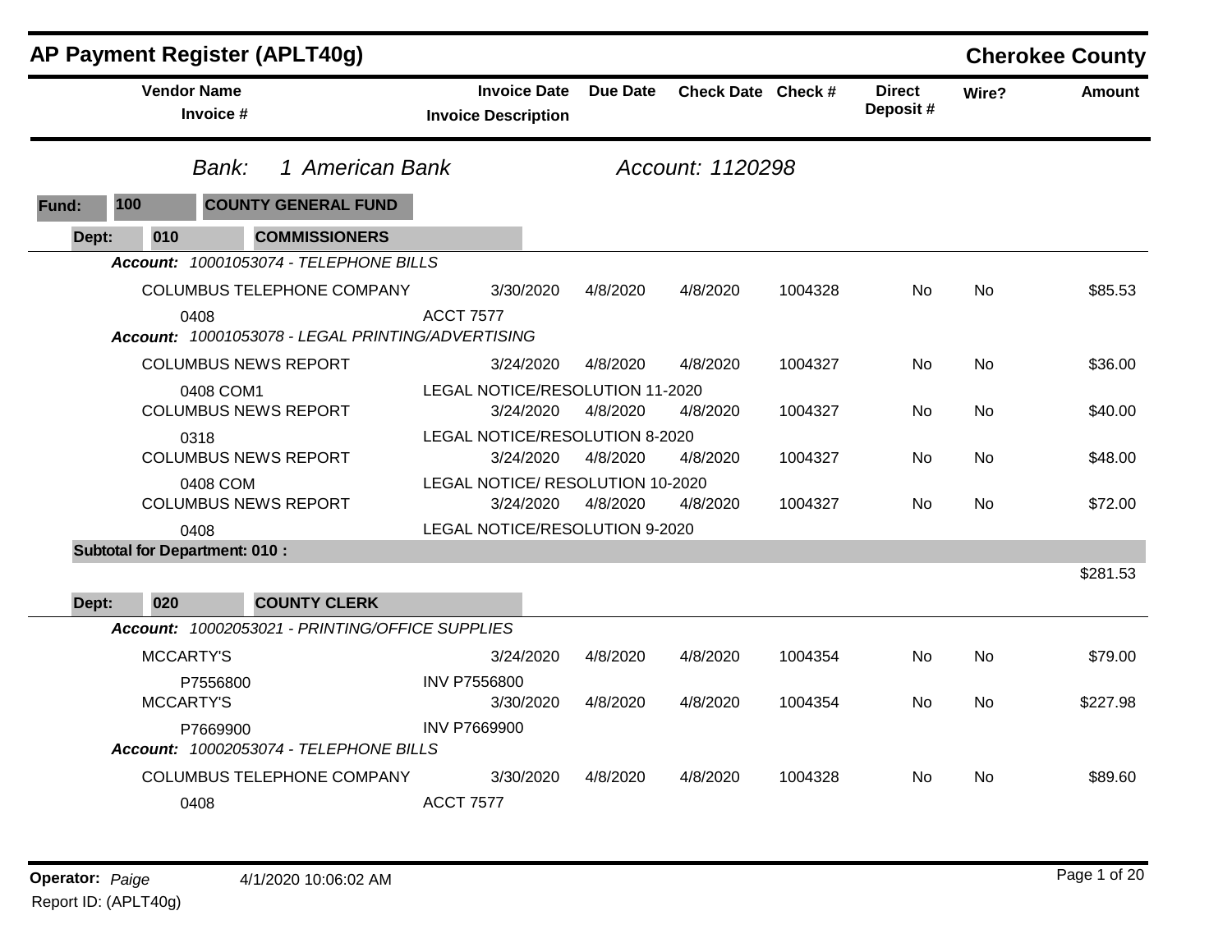# AP Payment Register (APLT40g)

## Cherokee County

**Bank:** 1 American Bank **Account:** 1120298

**Fund:** 100 COUNTY GENERAL FUND

**Dept:** 010 COMMISSIONERS

| Vendor Name / Invoice # | Invoice Date / Invoice Description | Due Date | Check Date | Check # | Direct Deposit # | Wire? | Amount |
|---|---|---|---|---|---|---|---|
| ***Account:** 10001053074 - TELEPHONE BILLS* | | | | | | | |
| COLUMBUS TELEPHONE COMPANY | 3/30/2020 | 4/8/2020 | 4/8/2020 | 1004328 | No | No | $85.53 |
| 0408 | ACCT 7577 | | | | | | |
| ***Account:** 10001053078 - LEGAL PRINTING/ADVERTISING* | | | | | | | |
| COLUMBUS NEWS REPORT | 3/24/2020 | 4/8/2020 | 4/8/2020 | 1004327 | No | No | $36.00 |
| 0408 COM1 | LEGAL NOTICE/RESOLUTION 11-2020 | | | | | | |
| COLUMBUS NEWS REPORT | 3/24/2020 | 4/8/2020 | 4/8/2020 | 1004327 | No | No | $40.00 |
| 0318 | LEGAL NOTICE/RESOLUTION 8-2020 | | | | | | |
| COLUMBUS NEWS REPORT | 3/24/2020 | 4/8/2020 | 4/8/2020 | 1004327 | No | No | $48.00 |
| 0408 COM | LEGAL NOTICE/ RESOLUTION 10-2020 | | | | | | |
| COLUMBUS NEWS REPORT | 3/24/2020 | 4/8/2020 | 4/8/2020 | 1004327 | No | No | $72.00 |
| 0408 | LEGAL NOTICE/RESOLUTION 9-2020 | | | | | | |
| **Subtotal for Department: 010 :** | | | | | | | $281.53 |

**Dept:** 020 COUNTY CLERK

| Vendor Name / Invoice # | Invoice Date / Invoice Description | Due Date | Check Date | Check # | Direct Deposit # | Wire? | Amount |
|---|---|---|---|---|---|---|---|
| ***Account:** 10002053021 - PRINTING/OFFICE SUPPLIES* | | | | | | | |
| MCCARTY'S | 3/24/2020 | 4/8/2020 | 4/8/2020 | 1004354 | No | No | $79.00 |
| P7556800 | INV P7556800 | | | | | | |
| MCCARTY'S | 3/30/2020 | 4/8/2020 | 4/8/2020 | 1004354 | No | No | $227.98 |
| P7669900 | INV P7669900 | | | | | | |
| ***Account:** 10002053074 - TELEPHONE BILLS* | | | | | | | |
| COLUMBUS TELEPHONE COMPANY | 3/30/2020 | 4/8/2020 | 4/8/2020 | 1004328 | No | No | $89.60 |
| 0408 | ACCT 7577 | | | | | | |

**Operator:** *Paige* 4/1/2020 10:06:02 AM

Report ID: (APLT40g)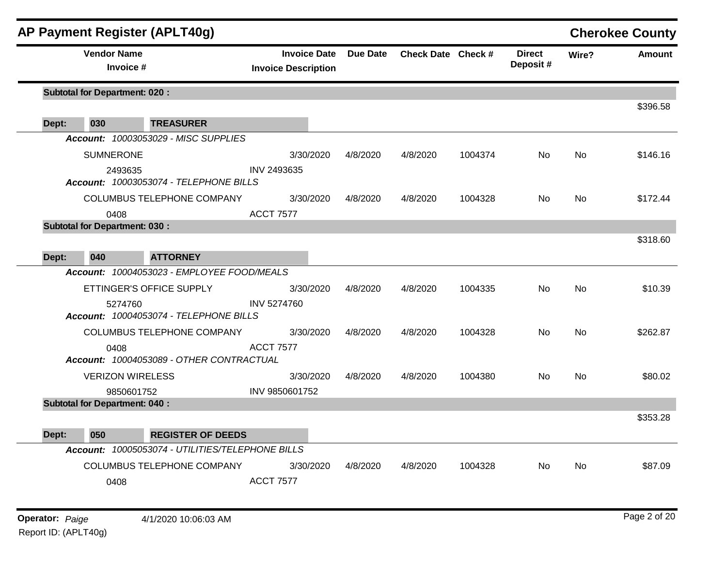## AP Payment Register (APLT40g)

**Cherokee County**

| Vendor Name / Invoice # | Invoice Date / Invoice Description | Due Date | Check Date | Check # | Direct Deposit # | Wire? | Amount |
|---|---|---|---|---|---|---|---|
| **Subtotal for Department: 020 :** | | | | | | | $396.58 |
| **Dept: 030 TREASURER** | | | | | | | |
| ***Account: 10003053029 - MISC SUPPLIES*** | | | | | | | |
| SUMNERONE | 3/30/2020 | 4/8/2020 | 4/8/2020 | 1004374 | No | No | $146.16 |
| 2493635 | INV 2493635 | | | | | | |
| ***Account: 10003053074 - TELEPHONE BILLS*** | | | | | | | |
| COLUMBUS TELEPHONE COMPANY | 3/30/2020 | 4/8/2020 | 4/8/2020 | 1004328 | No | No | $172.44 |
| 0408 | ACCT 7577 | | | | | | |
| **Subtotal for Department: 030 :** | | | | | | | $318.60 |
| **Dept: 040 ATTORNEY** | | | | | | | |
| ***Account: 10004053023 - EMPLOYEE FOOD/MEALS*** | | | | | | | |
| ETTINGER'S OFFICE SUPPLY | 3/30/2020 | 4/8/2020 | 4/8/2020 | 1004335 | No | No | $10.39 |
| 5274760 | INV 5274760 | | | | | | |
| ***Account: 10004053074 - TELEPHONE BILLS*** | | | | | | | |
| COLUMBUS TELEPHONE COMPANY | 3/30/2020 | 4/8/2020 | 4/8/2020 | 1004328 | No | No | $262.87 |
| 0408 | ACCT 7577 | | | | | | |
| ***Account: 10004053089 - OTHER CONTRACTUAL*** | | | | | | | |
| VERIZON WIRELESS | 3/30/2020 | 4/8/2020 | 4/8/2020 | 1004380 | No | No | $80.02 |
| 9850601752 | INV 9850601752 | | | | | | |
| **Subtotal for Department: 040 :** | | | | | | | $353.28 |
| **Dept: 050 REGISTER OF DEEDS** | | | | | | | |
| ***Account: 10005053074 - UTILITIES/TELEPHONE BILLS*** | | | | | | | |
| COLUMBUS TELEPHONE COMPANY | 3/30/2020 | 4/8/2020 | 4/8/2020 | 1004328 | No | No | $87.09 |
| 0408 | ACCT 7577 | | | | | | |

**Operator:** *Paige* 4/1/2020 10:06:03 AM

Report ID: (APLT40g)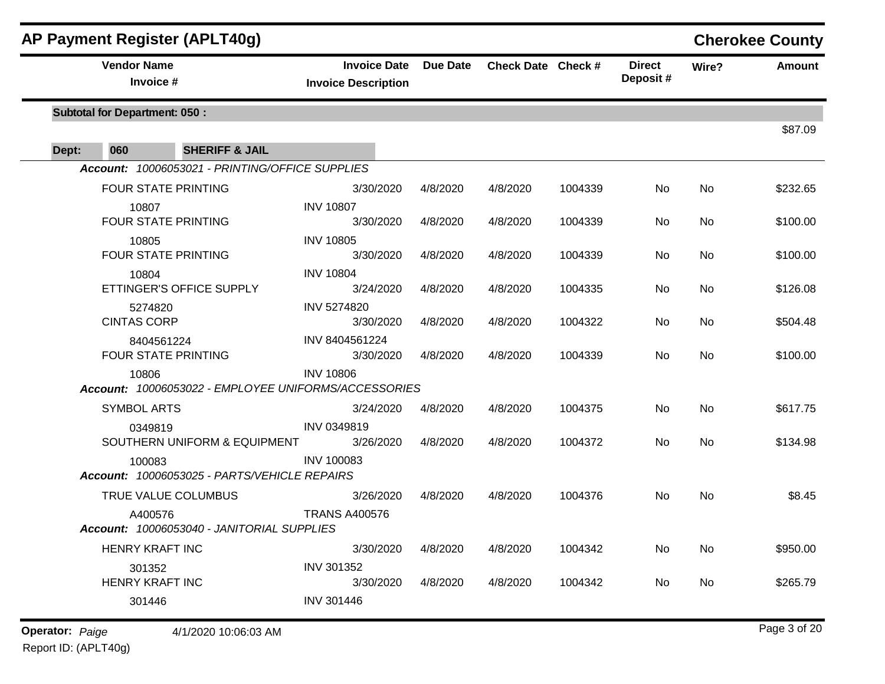# AP Payment Register (APLT40g)

**Cherokee County**

| Vendor Name / Invoice # | Invoice Date / Invoice Description | Due Date | Check Date | Check # | Direct Deposit # | Wire? | Amount |
|---|---|---|---|---|---|---|---|
| **Subtotal for Department: 050 :** | | | | | | | $87.09 |
| **Dept: 060 SHERIFF & JAIL** | | | | | | | |
| ***Account: 10006053021 - PRINTING/OFFICE SUPPLIES*** | | | | | | | |
| FOUR STATE PRINTING | 3/30/2020 | 4/8/2020 | 4/8/2020 | 1004339 | No | No | $232.65 |
| 10807 | INV 10807 | | | | | | |
| FOUR STATE PRINTING | 3/30/2020 | 4/8/2020 | 4/8/2020 | 1004339 | No | No | $100.00 |
| 10805 | INV 10805 | | | | | | |
| FOUR STATE PRINTING | 3/30/2020 | 4/8/2020 | 4/8/2020 | 1004339 | No | No | $100.00 |
| 10804 | INV 10804 | | | | | | |
| ETTINGER'S OFFICE SUPPLY | 3/24/2020 | 4/8/2020 | 4/8/2020 | 1004335 | No | No | $126.08 |
| 5274820 | INV 5274820 | | | | | | |
| CINTAS CORP | 3/30/2020 | 4/8/2020 | 4/8/2020 | 1004322 | No | No | $504.48 |
| 8404561224 | INV 8404561224 | | | | | | |
| FOUR STATE PRINTING | 3/30/2020 | 4/8/2020 | 4/8/2020 | 1004339 | No | No | $100.00 |
| 10806 | INV 10806 | | | | | | |
| ***Account: 10006053022 - EMPLOYEE UNIFORMS/ACCESSORIES*** | | | | | | | |
| SYMBOL ARTS | 3/24/2020 | 4/8/2020 | 4/8/2020 | 1004375 | No | No | $617.75 |
| 0349819 | INV 0349819 | | | | | | |
| SOUTHERN UNIFORM & EQUIPMENT | 3/26/2020 | 4/8/2020 | 4/8/2020 | 1004372 | No | No | $134.98 |
| 100083 | INV 100083 | | | | | | |
| ***Account: 10006053025 - PARTS/VEHICLE REPAIRS*** | | | | | | | |
| TRUE VALUE COLUMBUS | 3/26/2020 | 4/8/2020 | 4/8/2020 | 1004376 | No | No | $8.45 |
| A400576 | TRANS A400576 | | | | | | |
| ***Account: 10006053040 - JANITORIAL SUPPLIES*** | | | | | | | |
| HENRY KRAFT INC | 3/30/2020 | 4/8/2020 | 4/8/2020 | 1004342 | No | No | $950.00 |
| 301352 | INV 301352 | | | | | | |
| HENRY KRAFT INC | 3/30/2020 | 4/8/2020 | 4/8/2020 | 1004342 | No | No | $265.79 |
| 301446 | INV 301446 | | | | | | |

**Operator:** *Paige* 4/1/2020 10:06:03 AM

Report ID: (APLT40g)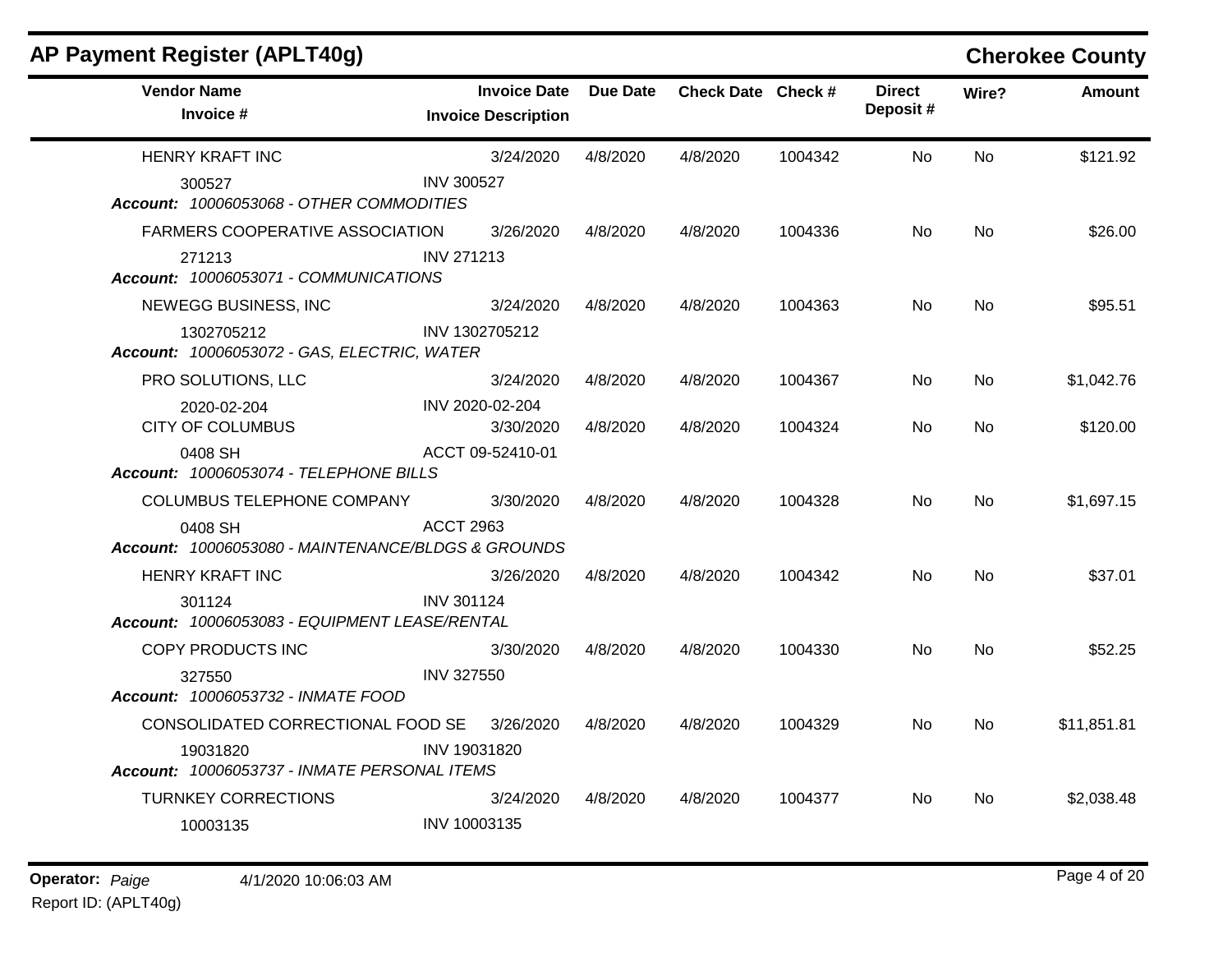## AP Payment Register (APLT40g)

**Cherokee County**

| Vendor Name / Invoice # | Invoice Date / Invoice Description | Due Date | Check Date | Check # | Direct Deposit # | Wire? | Amount |
|---|---|---|---|---|---|---|---|
| HENRY KRAFT INC | 3/24/2020 | 4/8/2020 | 4/8/2020 | 1004342 | No | No | $121.92 |
| 300527 | INV 300527 | | | | | | |
| ***Account:** 10006053068 - OTHER COMMODITIES* | | | | | | | |
| FARMERS COOPERATIVE ASSOCIATION | 3/26/2020 | 4/8/2020 | 4/8/2020 | 1004336 | No | No | $26.00 |
| 271213 | INV 271213 | | | | | | |
| ***Account:** 10006053071 - COMMUNICATIONS* | | | | | | | |
| NEWEGG BUSINESS, INC | 3/24/2020 | 4/8/2020 | 4/8/2020 | 1004363 | No | No | $95.51 |
| 1302705212 | INV 1302705212 | | | | | | |
| ***Account:** 10006053072 - GAS, ELECTRIC, WATER* | | | | | | | |
| PRO SOLUTIONS, LLC | 3/24/2020 | 4/8/2020 | 4/8/2020 | 1004367 | No | No | $1,042.76 |
| 2020-02-204 | INV 2020-02-204 | | | | | | |
| CITY OF COLUMBUS | 3/30/2020 | 4/8/2020 | 4/8/2020 | 1004324 | No | No | $120.00 |
| 0408 SH | ACCT 09-52410-01 | | | | | | |
| ***Account:** 10006053074 - TELEPHONE BILLS* | | | | | | | |
| COLUMBUS TELEPHONE COMPANY | 3/30/2020 | 4/8/2020 | 4/8/2020 | 1004328 | No | No | $1,697.15 |
| 0408 SH | ACCT 2963 | | | | | | |
| ***Account:** 10006053080 - MAINTENANCE/BLDGS & GROUNDS* | | | | | | | |
| HENRY KRAFT INC | 3/26/2020 | 4/8/2020 | 4/8/2020 | 1004342 | No | No | $37.01 |
| 301124 | INV 301124 | | | | | | |
| ***Account:** 10006053083 - EQUIPMENT LEASE/RENTAL* | | | | | | | |
| COPY PRODUCTS INC | 3/30/2020 | 4/8/2020 | 4/8/2020 | 1004330 | No | No | $52.25 |
| 327550 | INV 327550 | | | | | | |
| ***Account:** 10006053732 - INMATE FOOD* | | | | | | | |
| CONSOLIDATED CORRECTIONAL FOOD SE | 3/26/2020 | 4/8/2020 | 4/8/2020 | 1004329 | No | No | $11,851.81 |
| 19031820 | INV 19031820 | | | | | | |
| ***Account:** 10006053737 - INMATE PERSONAL ITEMS* | | | | | | | |
| TURNKEY CORRECTIONS | 3/24/2020 | 4/8/2020 | 4/8/2020 | 1004377 | No | No | $2,038.48 |
| 10003135 | INV 10003135 | | | | | | |

**Operator:** *Paige* 4/1/2020 10:06:03 AM

Report ID: (APLT40g)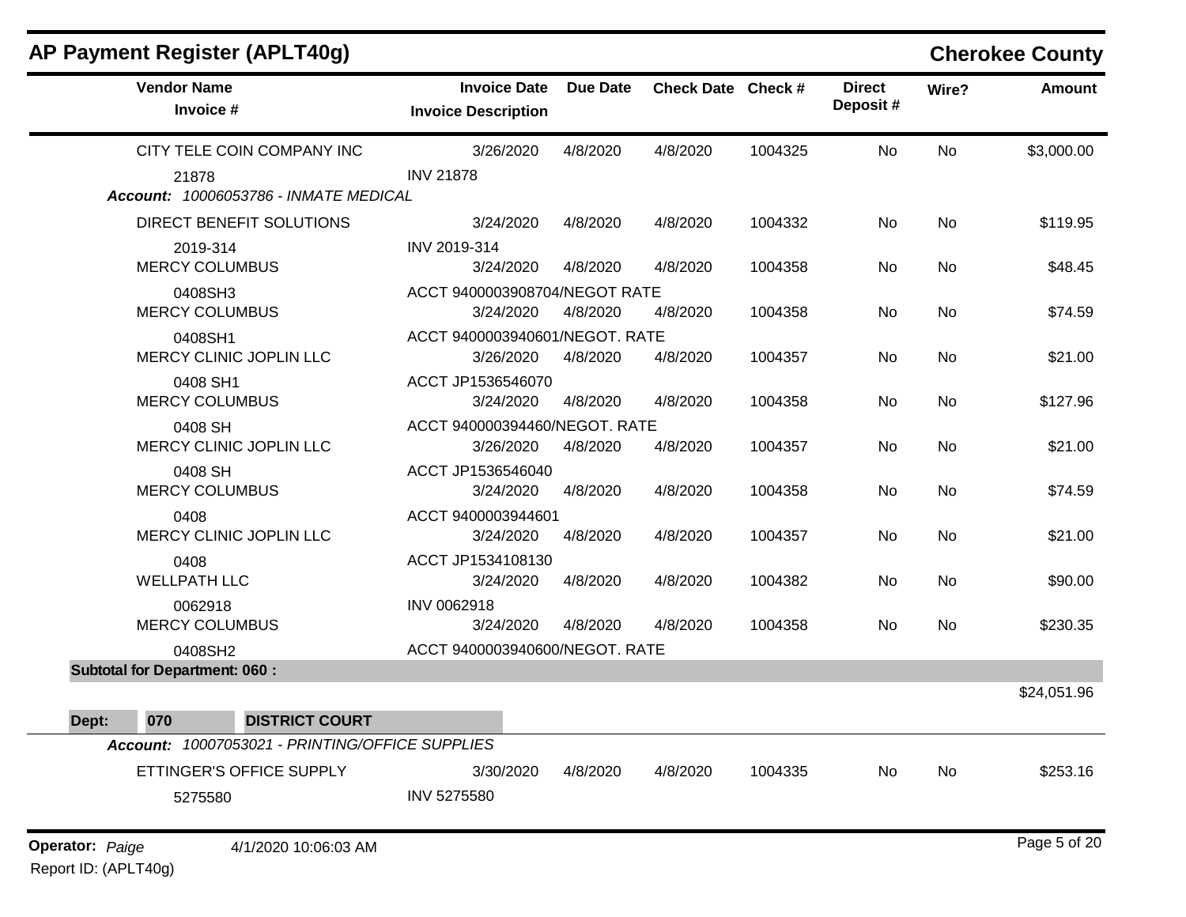## AP Payment Register (APLT40g) — Cherokee County

| Vendor Name / Invoice # | Invoice Date / Invoice Description | Due Date | Check Date | Check # | Direct Deposit # | Wire? | Amount |
|---|---|---|---|---|---|---|---|
| CITY TELE COIN COMPANY INC | 3/26/2020 | 4/8/2020 | 4/8/2020 | 1004325 | No | No | $3,000.00 |
| 21878 | INV 21878 | | | | | | |

***Account:* 10006053786 - INMATE MEDICAL**

| Vendor Name / Invoice # | Invoice Date / Invoice Description | Due Date | Check Date | Check # | Direct Deposit # | Wire? | Amount |
|---|---|---|---|---|---|---|---|
| DIRECT BENEFIT SOLUTIONS | 3/24/2020 | 4/8/2020 | 4/8/2020 | 1004332 | No | No | $119.95 |
| 2019-314 | INV 2019-314 | | | | | | |
| MERCY COLUMBUS | 3/24/2020 | 4/8/2020 | 4/8/2020 | 1004358 | No | No | $48.45 |
| 0408SH3 | ACCT 9400003908704/NEGOT RATE | | | | | | |
| MERCY COLUMBUS | 3/24/2020 | 4/8/2020 | 4/8/2020 | 1004358 | No | No | $74.59 |
| 0408SH1 | ACCT 9400003940601/NEGOT. RATE | | | | | | |
| MERCY CLINIC JOPLIN LLC | 3/26/2020 | 4/8/2020 | 4/8/2020 | 1004357 | No | No | $21.00 |
| 0408 SH1 | ACCT JP1536546070 | | | | | | |
| MERCY COLUMBUS | 3/24/2020 | 4/8/2020 | 4/8/2020 | 1004358 | No | No | $127.96 |
| 0408 SH | ACCT 940000394460/NEGOT. RATE | | | | | | |
| MERCY CLINIC JOPLIN LLC | 3/26/2020 | 4/8/2020 | 4/8/2020 | 1004357 | No | No | $21.00 |
| 0408 SH | ACCT JP1536546040 | | | | | | |
| MERCY COLUMBUS | 3/24/2020 | 4/8/2020 | 4/8/2020 | 1004358 | No | No | $74.59 |
| 0408 | ACCT 9400003944601 | | | | | | |
| MERCY CLINIC JOPLIN LLC | 3/24/2020 | 4/8/2020 | 4/8/2020 | 1004357 | No | No | $21.00 |
| 0408 | ACCT JP1534108130 | | | | | | |
| WELLPATH LLC | 3/24/2020 | 4/8/2020 | 4/8/2020 | 1004382 | No | No | $90.00 |
| 0062918 | INV 0062918 | | | | | | |
| MERCY COLUMBUS | 3/24/2020 | 4/8/2020 | 4/8/2020 | 1004358 | No | No | $230.35 |
| 0408SH2 | ACCT 9400003940600/NEGOT. RATE | | | | | | |

**Subtotal for Department: 060 :** $24,051.96

**Dept: 070 DISTRICT COURT**

***Account:* 10007053021 - PRINTING/OFFICE SUPPLIES**

| Vendor Name / Invoice # | Invoice Date / Invoice Description | Due Date | Check Date | Check # | Direct Deposit # | Wire? | Amount |
|---|---|---|---|---|---|---|---|
| ETTINGER'S OFFICE SUPPLY | 3/30/2020 | 4/8/2020 | 4/8/2020 | 1004335 | No | No | $253.16 |
| 5275580 | INV 5275580 | | | | | | |

**Operator:** *Paige* 4/1/2020 10:06:03 AM

Report ID: (APLT40g)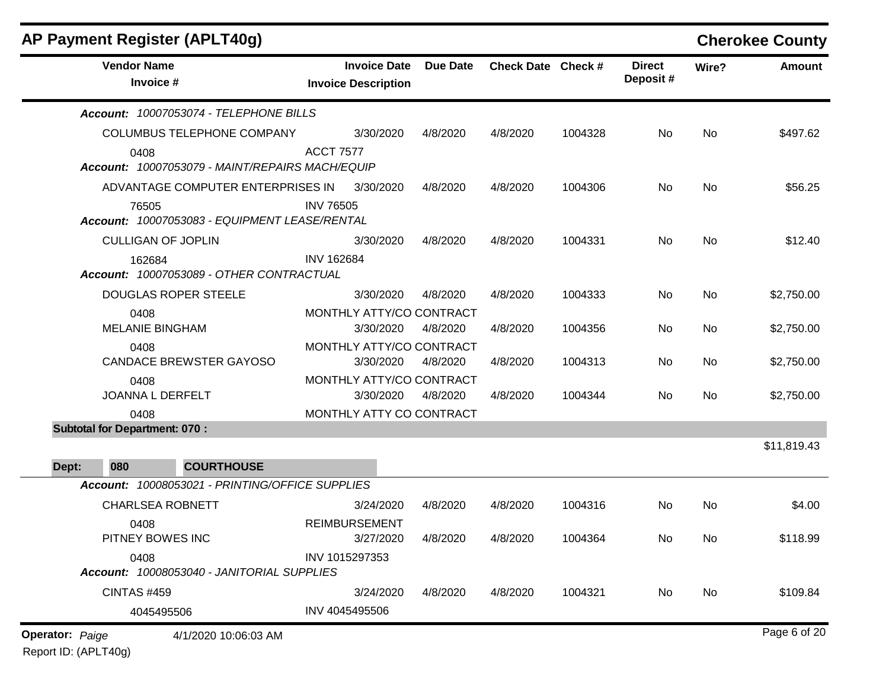## AP Payment Register (APLT40g)

**Cherokee County**

| Vendor Name / Invoice # | Invoice Date / Invoice Description | Due Date | Check Date | Check # | Direct Deposit # | Wire? | Amount |
|---|---|---|---|---|---|---|---|
| ***Account: 10007053074 - TELEPHONE BILLS*** | | | | | | | |
| COLUMBUS TELEPHONE COMPANY | 3/30/2020 | 4/8/2020 | 4/8/2020 | 1004328 | No | No | $497.62 |
| 0408 | ACCT 7577 | | | | | | |
| ***Account: 10007053079 - MAINT/REPAIRS MACH/EQUIP*** | | | | | | | |
| ADVANTAGE COMPUTER ENTERPRISES IN | 3/30/2020 | 4/8/2020 | 4/8/2020 | 1004306 | No | No | $56.25 |
| 76505 | INV 76505 | | | | | | |
| ***Account: 10007053083 - EQUIPMENT LEASE/RENTAL*** | | | | | | | |
| CULLIGAN OF JOPLIN | 3/30/2020 | 4/8/2020 | 4/8/2020 | 1004331 | No | No | $12.40 |
| 162684 | INV 162684 | | | | | | |
| ***Account: 10007053089 - OTHER CONTRACTUAL*** | | | | | | | |
| DOUGLAS ROPER STEELE | 3/30/2020 | 4/8/2020 | 4/8/2020 | 1004333 | No | No | $2,750.00 |
| 0408 | MONTHLY ATTY/CO CONTRACT | | | | | | |
| MELANIE BINGHAM | 3/30/2020 | 4/8/2020 | 4/8/2020 | 1004356 | No | No | $2,750.00 |
| 0408 | MONTHLY ATTY/CO CONTRACT | | | | | | |
| CANDACE BREWSTER GAYOSO | 3/30/2020 | 4/8/2020 | 4/8/2020 | 1004313 | No | No | $2,750.00 |
| 0408 | MONTHLY ATTY/CO CONTRACT | | | | | | |
| JOANNA L DERFELT | 3/30/2020 | 4/8/2020 | 4/8/2020 | 1004344 | No | No | $2,750.00 |
| 0408 | MONTHLY ATTY CO CONTRACT | | | | | | |
| **Subtotal for Department: 070 :** | | | | | | | $11,819.43 |
| **Dept: 080 COURTHOUSE** | | | | | | | |
| ***Account: 10008053021 - PRINTING/OFFICE SUPPLIES*** | | | | | | | |
| CHARLSEA ROBNETT | 3/24/2020 | 4/8/2020 | 4/8/2020 | 1004316 | No | No | $4.00 |
| 0408 | REIMBURSEMENT | | | | | | |
| PITNEY BOWES INC | 3/27/2020 | 4/8/2020 | 4/8/2020 | 1004364 | No | No | $118.99 |
| 0408 | INV 1015297353 | | | | | | |
| ***Account: 10008053040 - JANITORIAL SUPPLIES*** | | | | | | | |
| CINTAS #459 | 3/24/2020 | 4/8/2020 | 4/8/2020 | 1004321 | No | No | $109.84 |
| 4045495506 | INV 4045495506 | | | | | | |

**Operator:** *Paige* 4/1/2020 10:06:03 AM

Report ID: (APLT40g)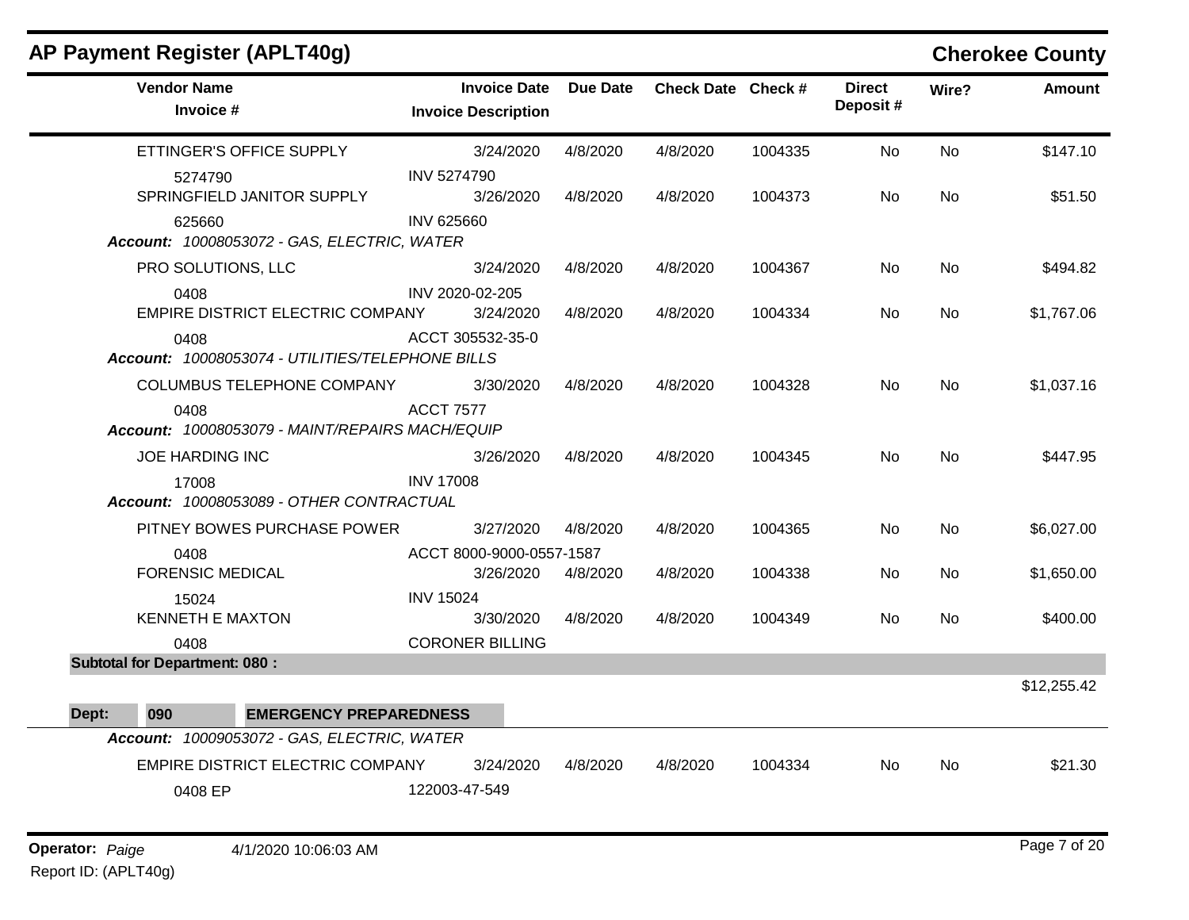## AP Payment Register (APLT40g)

**Cherokee County**

| Vendor Name / Invoice # | Invoice Date / Invoice Description | Due Date | Check Date | Check # | Direct Deposit # | Wire? | Amount |
|---|---|---|---|---|---|---|---|
| ETTINGER'S OFFICE SUPPLY | 3/24/2020 | 4/8/2020 | 4/8/2020 | 1004335 | No | No | $147.10 |
| 5274790 | INV 5274790 | | | | | | |
| SPRINGFIELD JANITOR SUPPLY | 3/26/2020 | 4/8/2020 | 4/8/2020 | 1004373 | No | No | $51.50 |
| 625660 | INV 625660 | | | | | | |
| ***Account:*** *10008053072 - GAS, ELECTRIC, WATER* | | | | | | | |
| PRO SOLUTIONS, LLC | 3/24/2020 | 4/8/2020 | 4/8/2020 | 1004367 | No | No | $494.82 |
| 0408 | INV 2020-02-205 | | | | | | |
| EMPIRE DISTRICT ELECTRIC COMPANY | 3/24/2020 | 4/8/2020 | 4/8/2020 | 1004334 | No | No | $1,767.06 |
| 0408 | ACCT 305532-35-0 | | | | | | |
| ***Account:*** *10008053074 - UTILITIES/TELEPHONE BILLS* | | | | | | | |
| COLUMBUS TELEPHONE COMPANY | 3/30/2020 | 4/8/2020 | 4/8/2020 | 1004328 | No | No | $1,037.16 |
| 0408 | ACCT 7577 | | | | | | |
| ***Account:*** *10008053079 - MAINT/REPAIRS MACH/EQUIP* | | | | | | | |
| JOE HARDING INC | 3/26/2020 | 4/8/2020 | 4/8/2020 | 1004345 | No | No | $447.95 |
| 17008 | INV 17008 | | | | | | |
| ***Account:*** *10008053089 - OTHER CONTRACTUAL* | | | | | | | |
| PITNEY BOWES PURCHASE POWER | 3/27/2020 | 4/8/2020 | 4/8/2020 | 1004365 | No | No | $6,027.00 |
| 0408 | ACCT 8000-9000-0557-1587 | | | | | | |
| FORENSIC MEDICAL | 3/26/2020 | 4/8/2020 | 4/8/2020 | 1004338 | No | No | $1,650.00 |
| 15024 | INV 15024 | | | | | | |
| KENNETH E MAXTON | 3/30/2020 | 4/8/2020 | 4/8/2020 | 1004349 | No | No | $400.00 |
| 0408 | CORONER BILLING | | | | | | |
| **Subtotal for Department: 080 :** | | | | | | | $12,255.42 |

**Dept: 090 EMERGENCY PREPAREDNESS**

| Vendor Name / Invoice # | Invoice Date / Invoice Description | Due Date | Check Date | Check # | Direct Deposit # | Wire? | Amount |
|---|---|---|---|---|---|---|---|
| ***Account:*** *10009053072 - GAS, ELECTRIC, WATER* | | | | | | | |
| EMPIRE DISTRICT ELECTRIC COMPANY | 3/24/2020 | 4/8/2020 | 4/8/2020 | 1004334 | No | No | $21.30 |
| 0408 EP | 122003-47-549 | | | | | | |

**Operator:** *Paige* 4/1/2020 10:06:03 AM

Report ID: (APLT40g)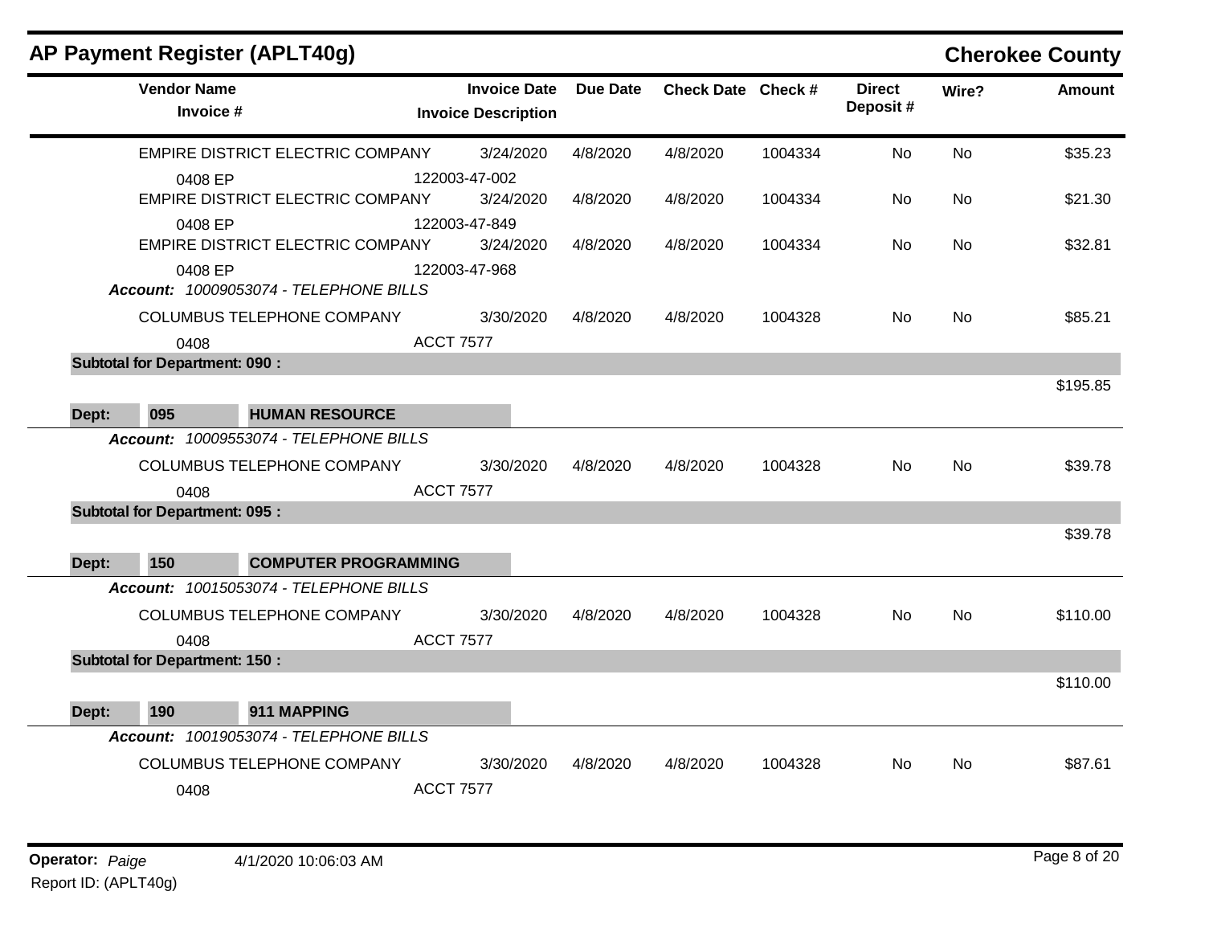# AP Payment Register (APLT40g)

**Cherokee County**

| Vendor Name / Invoice # | Invoice Date / Invoice Description | Due Date | Check Date | Check # | Direct Deposit # | Wire? | Amount |
|---|---|---|---|---|---|---|---|
| EMPIRE DISTRICT ELECTRIC COMPANY | 3/24/2020 | 4/8/2020 | 4/8/2020 | 1004334 | No | No | $35.23 |
| 0408 EP | 122003-47-002 | | | | | | |
| EMPIRE DISTRICT ELECTRIC COMPANY | 3/24/2020 | 4/8/2020 | 4/8/2020 | 1004334 | No | No | $21.30 |
| 0408 EP | 122003-47-849 | | | | | | |
| EMPIRE DISTRICT ELECTRIC COMPANY | 3/24/2020 | 4/8/2020 | 4/8/2020 | 1004334 | No | No | $32.81 |
| 0408 EP | 122003-47-968 | | | | | | |
| ***Account:*** *10009053074 - TELEPHONE BILLS* | | | | | | | |
| COLUMBUS TELEPHONE COMPANY | 3/30/2020 | 4/8/2020 | 4/8/2020 | 1004328 | No | No | $85.21 |
| 0408 | ACCT 7577 | | | | | | |
| **Subtotal for Department: 090 :** | | | | | | | $195.85 |
| **Dept: 095 HUMAN RESOURCE** | | | | | | | |
| ***Account:*** *10009553074 - TELEPHONE BILLS* | | | | | | | |
| COLUMBUS TELEPHONE COMPANY | 3/30/2020 | 4/8/2020 | 4/8/2020 | 1004328 | No | No | $39.78 |
| 0408 | ACCT 7577 | | | | | | |
| **Subtotal for Department: 095 :** | | | | | | | $39.78 |
| **Dept: 150 COMPUTER PROGRAMMING** | | | | | | | |
| ***Account:*** *10015053074 - TELEPHONE BILLS* | | | | | | | |
| COLUMBUS TELEPHONE COMPANY | 3/30/2020 | 4/8/2020 | 4/8/2020 | 1004328 | No | No | $110.00 |
| 0408 | ACCT 7577 | | | | | | |
| **Subtotal for Department: 150 :** | | | | | | | $110.00 |
| **Dept: 190 911 MAPPING** | | | | | | | |
| ***Account:*** *10019053074 - TELEPHONE BILLS* | | | | | | | |
| COLUMBUS TELEPHONE COMPANY | 3/30/2020 | 4/8/2020 | 4/8/2020 | 1004328 | No | No | $87.61 |
| 0408 | ACCT 7577 | | | | | | |

**Operator:** *Paige* 4/1/2020 10:06:03 AM

Report ID: (APLT40g)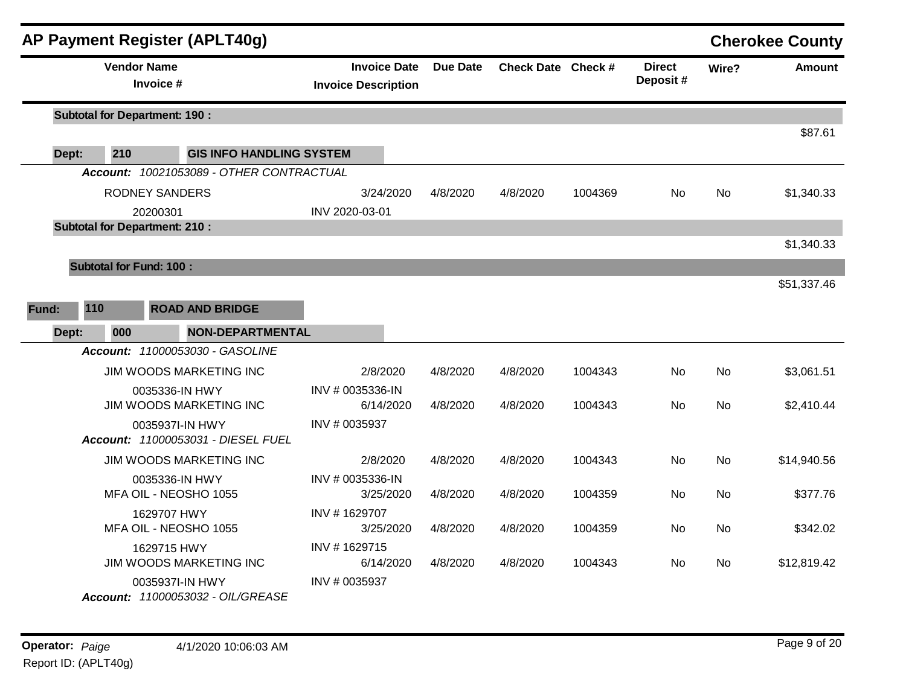## AP Payment Register (APLT40g)

**Cherokee County**

| Vendor Name / Invoice # | Invoice Date / Invoice Description | Due Date | Check Date | Check # | Direct Deposit # | Wire? | Amount |
|---|---|---|---|---|---|---|---|
| **Subtotal for Department: 190 :** | | | | | | | $87.61 |
| **Dept: 210 GIS INFO HANDLING SYSTEM** | | | | | | | |
| ***Account: 10021053089 - OTHER CONTRACTUAL*** | | | | | | | |
| RODNEY SANDERS | 3/24/2020 | 4/8/2020 | 4/8/2020 | 1004369 | No | No | $1,340.33 |
| 20200301 | INV 2020-03-01 | | | | | | |
| **Subtotal for Department: 210 :** | | | | | | | $1,340.33 |
| **Subtotal for Fund: 100 :** | | | | | | | $51,337.46 |
| **Fund: 110 ROAD AND BRIDGE** | | | | | | | |
| **Dept: 000 NON-DEPARTMENTAL** | | | | | | | |
| ***Account: 11000053030 - GASOLINE*** | | | | | | | |
| JIM WOODS MARKETING INC | 2/8/2020 | 4/8/2020 | 4/8/2020 | 1004343 | No | No | $3,061.51 |
| 0035336-IN HWY | INV # 0035336-IN | | | | | | |
| JIM WOODS MARKETING INC | 6/14/2020 | 4/8/2020 | 4/8/2020 | 1004343 | No | No | $2,410.44 |
| 0035937I-IN HWY | INV # 0035937 | | | | | | |
| ***Account: 11000053031 - DIESEL FUEL*** | | | | | | | |
| JIM WOODS MARKETING INC | 2/8/2020 | 4/8/2020 | 4/8/2020 | 1004343 | No | No | $14,940.56 |
| 0035336-IN HWY | INV # 0035336-IN | | | | | | |
| MFA OIL - NEOSHO 1055 | 3/25/2020 | 4/8/2020 | 4/8/2020 | 1004359 | No | No | $377.76 |
| 1629707 HWY | INV # 1629707 | | | | | | |
| MFA OIL - NEOSHO 1055 | 3/25/2020 | 4/8/2020 | 4/8/2020 | 1004359 | No | No | $342.02 |
| 1629715 HWY | INV # 1629715 | | | | | | |
| JIM WOODS MARKETING INC | 6/14/2020 | 4/8/2020 | 4/8/2020 | 1004343 | No | No | $12,819.42 |
| 0035937I-IN HWY | INV # 0035937 | | | | | | |
| ***Account: 11000053032 - OIL/GREASE*** | | | | | | | |

**Operator:** *Paige* 4/1/2020 10:06:03 AM

Report ID: (APLT40g)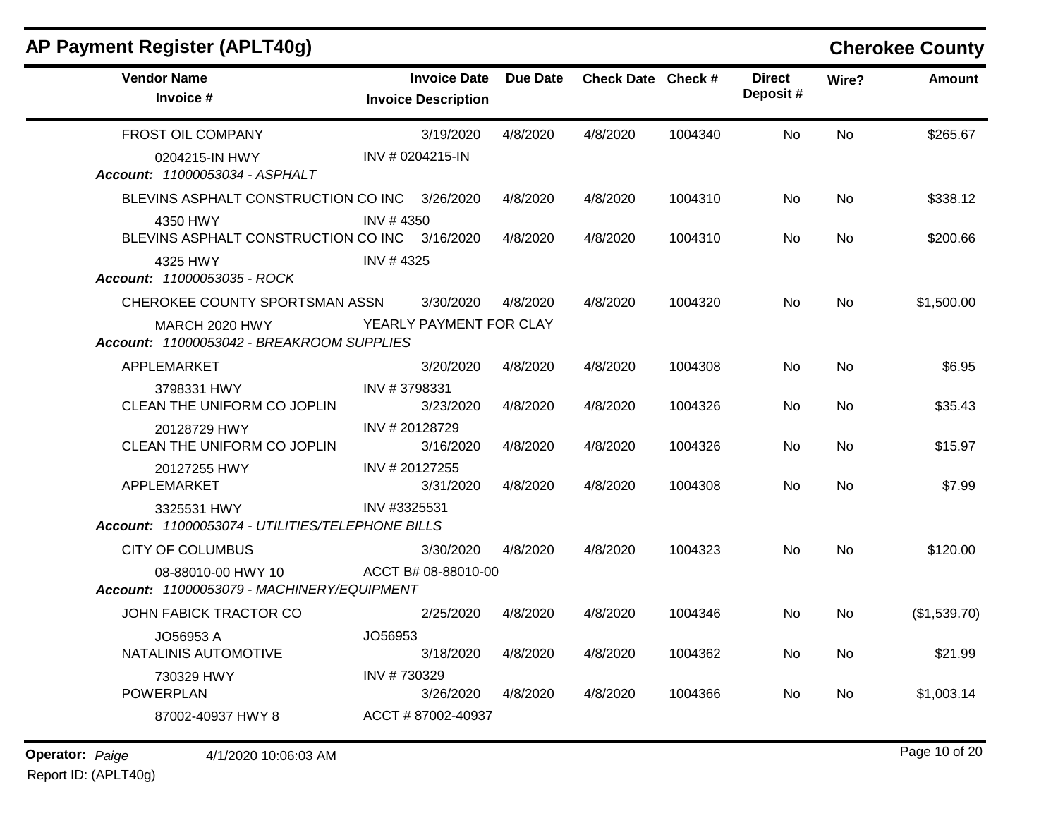## AP Payment Register (APLT40g)

**Cherokee County**

| Vendor Name / Invoice # | Invoice Date / Invoice Description | Due Date | Check Date | Check # | Direct Deposit # | Wire? | Amount |
|---|---|---|---|---|---|---|---|
| FROST OIL COMPANY | 3/19/2020 | 4/8/2020 | 4/8/2020 | 1004340 | No | No | $265.67 |
| 0204215-IN HWY | INV # 0204215-IN | | | | | | |
| *Account: 11000053034 - ASPHALT* | | | | | | | |
| BLEVINS ASPHALT CONSTRUCTION CO INC | 3/26/2020 | 4/8/2020 | 4/8/2020 | 1004310 | No | No | $338.12 |
| 4350 HWY | INV # 4350 | | | | | | |
| BLEVINS ASPHALT CONSTRUCTION CO INC | 3/16/2020 | 4/8/2020 | 4/8/2020 | 1004310 | No | No | $200.66 |
| 4325 HWY | INV # 4325 | | | | | | |
| *Account: 11000053035 - ROCK* | | | | | | | |
| CHEROKEE COUNTY SPORTSMAN ASSN | 3/30/2020 | 4/8/2020 | 4/8/2020 | 1004320 | No | No | $1,500.00 |
| MARCH 2020 HWY | YEARLY PAYMENT FOR CLAY | | | | | | |
| *Account: 11000053042 - BREAKROOM SUPPLIES* | | | | | | | |
| APPLEMARKET | 3/20/2020 | 4/8/2020 | 4/8/2020 | 1004308 | No | No | $6.95 |
| 3798331 HWY | INV # 3798331 | | | | | | |
| CLEAN THE UNIFORM CO JOPLIN | 3/23/2020 | 4/8/2020 | 4/8/2020 | 1004326 | No | No | $35.43 |
| 20128729 HWY | INV # 20128729 | | | | | | |
| CLEAN THE UNIFORM CO JOPLIN | 3/16/2020 | 4/8/2020 | 4/8/2020 | 1004326 | No | No | $15.97 |
| 20127255 HWY | INV # 20127255 | | | | | | |
| APPLEMARKET | 3/31/2020 | 4/8/2020 | 4/8/2020 | 1004308 | No | No | $7.99 |
| 3325531 HWY | INV #3325531 | | | | | | |
| *Account: 11000053074 - UTILITIES/TELEPHONE BILLS* | | | | | | | |
| CITY OF COLUMBUS | 3/30/2020 | 4/8/2020 | 4/8/2020 | 1004323 | No | No | $120.00 |
| 08-88010-00 HWY 10 | ACCT B# 08-88010-00 | | | | | | |
| *Account: 11000053079 - MACHINERY/EQUIPMENT* | | | | | | | |
| JOHN FABICK TRACTOR CO | 2/25/2020 | 4/8/2020 | 4/8/2020 | 1004346 | No | No | ($1,539.70) |
| JO56953 A | JO56953 | | | | | | |
| NATALINIS AUTOMOTIVE | 3/18/2020 | 4/8/2020 | 4/8/2020 | 1004362 | No | No | $21.99 |
| 730329 HWY | INV # 730329 | | | | | | |
| POWERPLAN | 3/26/2020 | 4/8/2020 | 4/8/2020 | 1004366 | No | No | $1,003.14 |
| 87002-40937 HWY 8 | ACCT # 87002-40937 | | | | | | |

**Operator:** *Paige* 4/1/2020 10:06:03 AM

Report ID: (APLT40g)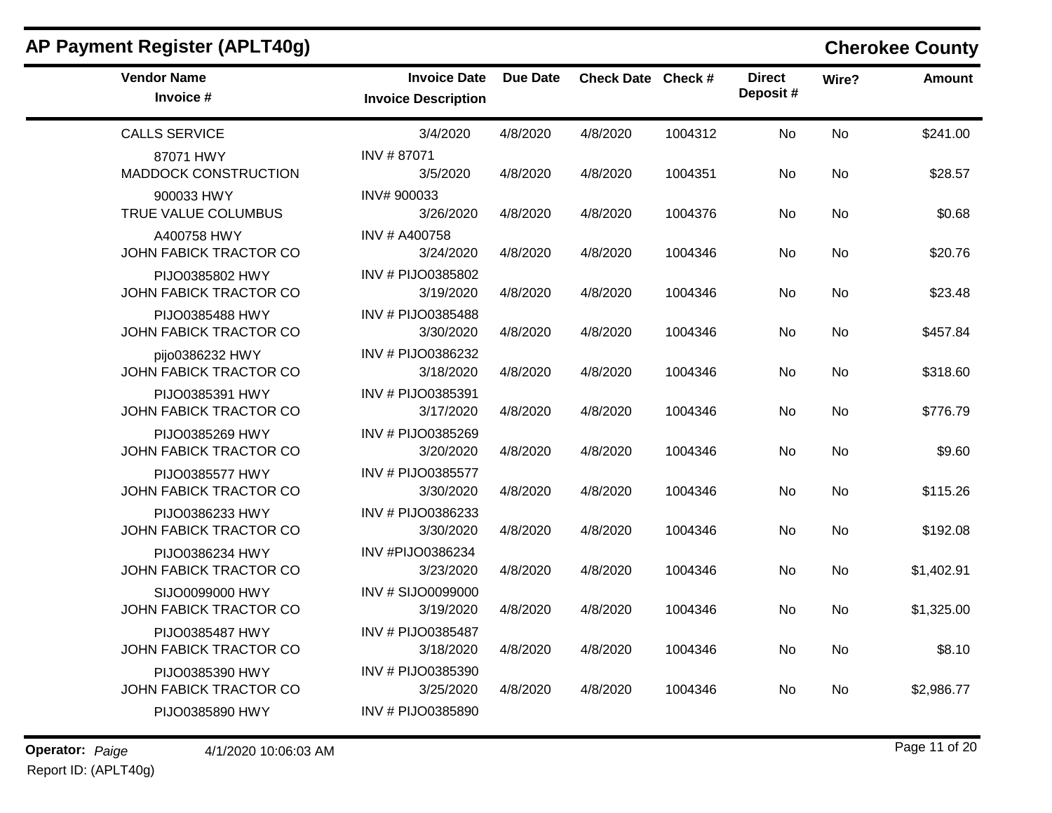## AP Payment Register (APLT40g)

## Cherokee County

| Vendor Name / Invoice # | Invoice Date / Invoice Description | Due Date | Check Date | Check # | Direct Deposit # | Wire? | Amount |
|---|---|---|---|---|---|---|---|
| CALLS SERVICE | 3/4/2020 | 4/8/2020 | 4/8/2020 | 1004312 | No | No | $241.00 |
| 87071 HWY | INV # 87071 | | | | | | |
| MADDOCK CONSTRUCTION | 3/5/2020 | 4/8/2020 | 4/8/2020 | 1004351 | No | No | $28.57 |
| 900033 HWY | INV# 900033 | | | | | | |
| TRUE VALUE COLUMBUS | 3/26/2020 | 4/8/2020 | 4/8/2020 | 1004376 | No | No | $0.68 |
| A400758 HWY | INV # A400758 | | | | | | |
| JOHN FABICK TRACTOR CO | 3/24/2020 | 4/8/2020 | 4/8/2020 | 1004346 | No | No | $20.76 |
| PIJO0385802 HWY | INV # PIJO0385802 | | | | | | |
| JOHN FABICK TRACTOR CO | 3/19/2020 | 4/8/2020 | 4/8/2020 | 1004346 | No | No | $23.48 |
| PIJO0385488 HWY | INV # PIJO0385488 | | | | | | |
| JOHN FABICK TRACTOR CO | 3/30/2020 | 4/8/2020 | 4/8/2020 | 1004346 | No | No | $457.84 |
| pijo0386232 HWY | INV # PIJO0386232 | | | | | | |
| JOHN FABICK TRACTOR CO | 3/18/2020 | 4/8/2020 | 4/8/2020 | 1004346 | No | No | $318.60 |
| PIJO0385391 HWY | INV # PIJO0385391 | | | | | | |
| JOHN FABICK TRACTOR CO | 3/17/2020 | 4/8/2020 | 4/8/2020 | 1004346 | No | No | $776.79 |
| PIJO0385269 HWY | INV # PIJO0385269 | | | | | | |
| JOHN FABICK TRACTOR CO | 3/20/2020 | 4/8/2020 | 4/8/2020 | 1004346 | No | No | $9.60 |
| PIJO0385577 HWY | INV # PIJO0385577 | | | | | | |
| JOHN FABICK TRACTOR CO | 3/30/2020 | 4/8/2020 | 4/8/2020 | 1004346 | No | No | $115.26 |
| PIJO0386233 HWY | INV # PIJO0386233 | | | | | | |
| JOHN FABICK TRACTOR CO | 3/30/2020 | 4/8/2020 | 4/8/2020 | 1004346 | No | No | $192.08 |
| PIJO0386234 HWY | INV #PIJO0386234 | | | | | | |
| JOHN FABICK TRACTOR CO | 3/23/2020 | 4/8/2020 | 4/8/2020 | 1004346 | No | No | $1,402.91 |
| SIJO0099000 HWY | INV # SIJO0099000 | | | | | | |
| JOHN FABICK TRACTOR CO | 3/19/2020 | 4/8/2020 | 4/8/2020 | 1004346 | No | No | $1,325.00 |
| PIJO0385487 HWY | INV # PIJO0385487 | | | | | | |
| JOHN FABICK TRACTOR CO | 3/18/2020 | 4/8/2020 | 4/8/2020 | 1004346 | No | No | $8.10 |
| PIJO0385390 HWY | INV # PIJO0385390 | | | | | | |
| JOHN FABICK TRACTOR CO | 3/25/2020 | 4/8/2020 | 4/8/2020 | 1004346 | No | No | $2,986.77 |
| PIJO0385890 HWY | INV # PIJO0385890 | | | | | | |

**Operator:** *Paige* 4/1/2020 10:06:03 AM

Report ID: (APLT40g)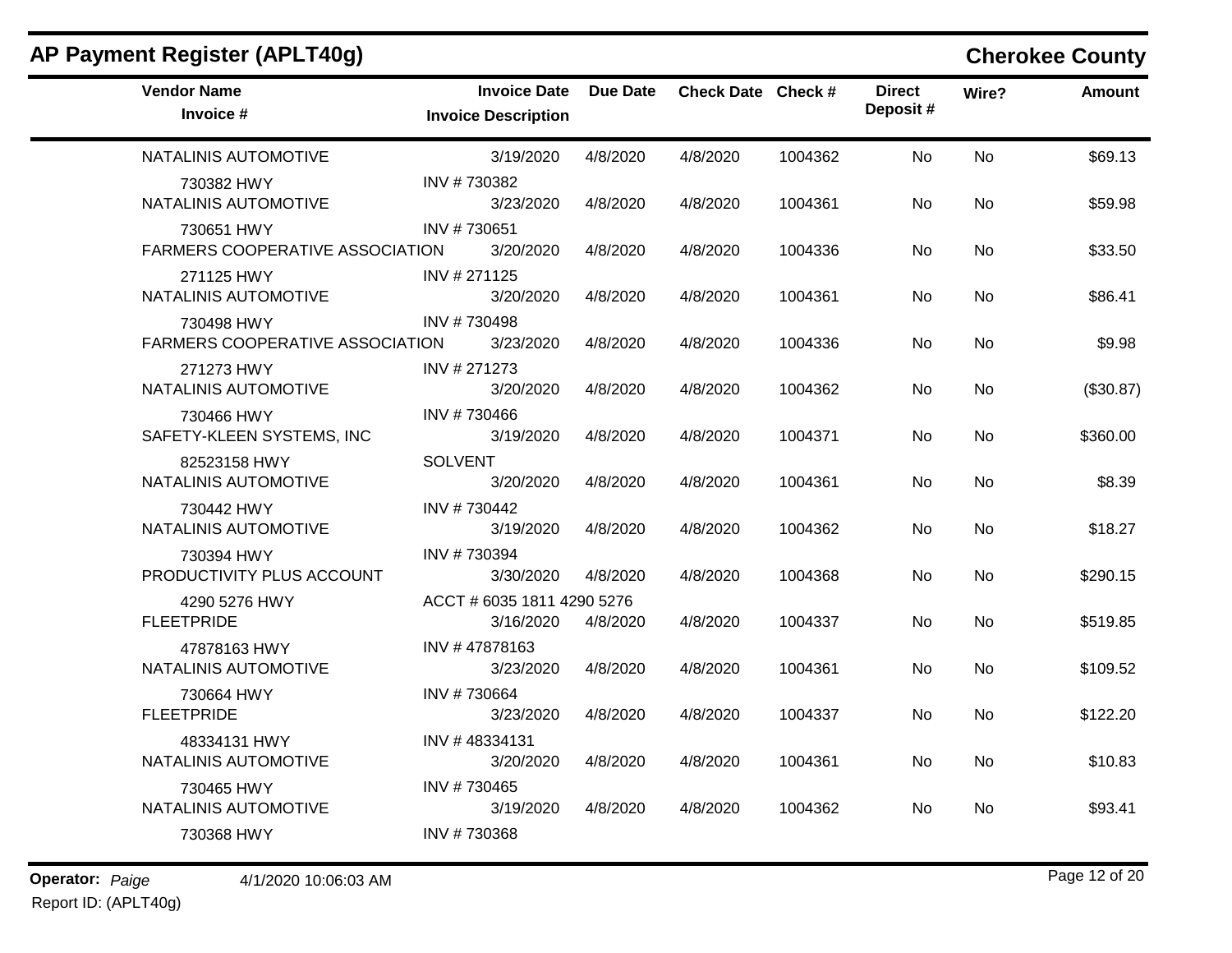## AP Payment Register (APLT40g)

**Cherokee County**

| Vendor Name / Invoice # | Invoice Date / Invoice Description | Due Date | Check Date | Check # | Direct Deposit # | Wire? | Amount |
|---|---|---|---|---|---|---|---|
| NATALINIS AUTOMOTIVE | 3/19/2020 | 4/8/2020 | 4/8/2020 | 1004362 | No | No | $69.13 |
| 730382 HWY | INV # 730382 | | | | | | |
| NATALINIS AUTOMOTIVE | 3/23/2020 | 4/8/2020 | 4/8/2020 | 1004361 | No | No | $59.98 |
| 730651 HWY | INV # 730651 | | | | | | |
| FARMERS COOPERATIVE ASSOCIATION | 3/20/2020 | 4/8/2020 | 4/8/2020 | 1004336 | No | No | $33.50 |
| 271125 HWY | INV # 271125 | | | | | | |
| NATALINIS AUTOMOTIVE | 3/20/2020 | 4/8/2020 | 4/8/2020 | 1004361 | No | No | $86.41 |
| 730498 HWY | INV # 730498 | | | | | | |
| FARMERS COOPERATIVE ASSOCIATION | 3/23/2020 | 4/8/2020 | 4/8/2020 | 1004336 | No | No | $9.98 |
| 271273 HWY | INV # 271273 | | | | | | |
| NATALINIS AUTOMOTIVE | 3/20/2020 | 4/8/2020 | 4/8/2020 | 1004362 | No | No | ($30.87) |
| 730466 HWY | INV # 730466 | | | | | | |
| SAFETY-KLEEN SYSTEMS, INC | 3/19/2020 | 4/8/2020 | 4/8/2020 | 1004371 | No | No | $360.00 |
| 82523158 HWY | SOLVENT | | | | | | |
| NATALINIS AUTOMOTIVE | 3/20/2020 | 4/8/2020 | 4/8/2020 | 1004361 | No | No | $8.39 |
| 730442 HWY | INV # 730442 | | | | | | |
| NATALINIS AUTOMOTIVE | 3/19/2020 | 4/8/2020 | 4/8/2020 | 1004362 | No | No | $18.27 |
| 730394 HWY | INV # 730394 | | | | | | |
| PRODUCTIVITY PLUS ACCOUNT | 3/30/2020 | 4/8/2020 | 4/8/2020 | 1004368 | No | No | $290.15 |
| 4290 5276 HWY | ACCT # 6035 1811 4290 5276 | | | | | | |
| FLEETPRIDE | 3/16/2020 | 4/8/2020 | 4/8/2020 | 1004337 | No | No | $519.85 |
| 47878163 HWY | INV # 47878163 | | | | | | |
| NATALINIS AUTOMOTIVE | 3/23/2020 | 4/8/2020 | 4/8/2020 | 1004361 | No | No | $109.52 |
| 730664 HWY | INV # 730664 | | | | | | |
| FLEETPRIDE | 3/23/2020 | 4/8/2020 | 4/8/2020 | 1004337 | No | No | $122.20 |
| 48334131 HWY | INV # 48334131 | | | | | | |
| NATALINIS AUTOMOTIVE | 3/20/2020 | 4/8/2020 | 4/8/2020 | 1004361 | No | No | $10.83 |
| 730465 HWY | INV # 730465 | | | | | | |
| NATALINIS AUTOMOTIVE | 3/19/2020 | 4/8/2020 | 4/8/2020 | 1004362 | No | No | $93.41 |
| 730368 HWY | INV # 730368 | | | | | | |

**Operator:** *Paige* 4/1/2020 10:06:03 AM

Report ID: (APLT40g)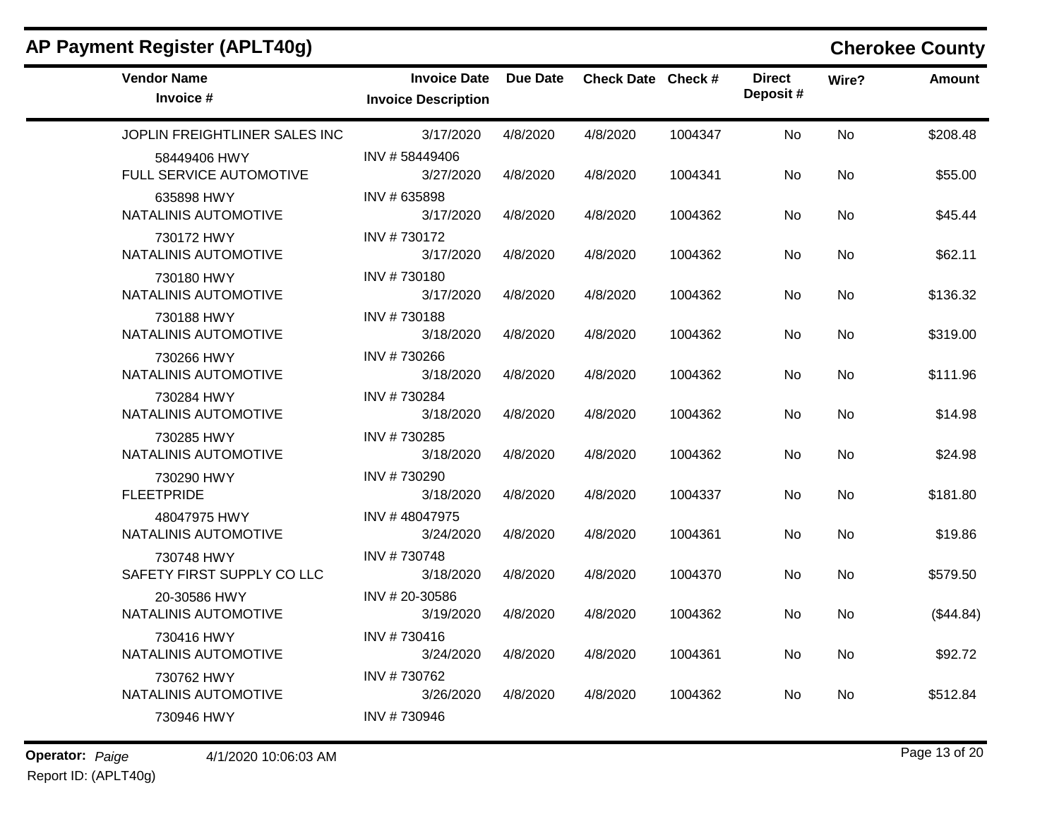## AP Payment Register (APLT40g)

## Cherokee County

| Vendor Name / Invoice # | Invoice Date / Invoice Description | Due Date | Check Date | Check # | Direct Deposit # | Wire? | Amount |
|---|---|---|---|---|---|---|---|
| JOPLIN FREIGHTLINER SALES INC | 3/17/2020 | 4/8/2020 | 4/8/2020 | 1004347 | No | No | $208.48 |
| 58449406 HWY | INV # 58449406 | | | | | | |
| FULL SERVICE AUTOMOTIVE | 3/27/2020 | 4/8/2020 | 4/8/2020 | 1004341 | No | No | $55.00 |
| 635898 HWY | INV # 635898 | | | | | | |
| NATALINIS AUTOMOTIVE | 3/17/2020 | 4/8/2020 | 4/8/2020 | 1004362 | No | No | $45.44 |
| 730172 HWY | INV # 730172 | | | | | | |
| NATALINIS AUTOMOTIVE | 3/17/2020 | 4/8/2020 | 4/8/2020 | 1004362 | No | No | $62.11 |
| 730180 HWY | INV # 730180 | | | | | | |
| NATALINIS AUTOMOTIVE | 3/17/2020 | 4/8/2020 | 4/8/2020 | 1004362 | No | No | $136.32 |
| 730188 HWY | INV # 730188 | | | | | | |
| NATALINIS AUTOMOTIVE | 3/18/2020 | 4/8/2020 | 4/8/2020 | 1004362 | No | No | $319.00 |
| 730266 HWY | INV # 730266 | | | | | | |
| NATALINIS AUTOMOTIVE | 3/18/2020 | 4/8/2020 | 4/8/2020 | 1004362 | No | No | $111.96 |
| 730284 HWY | INV # 730284 | | | | | | |
| NATALINIS AUTOMOTIVE | 3/18/2020 | 4/8/2020 | 4/8/2020 | 1004362 | No | No | $14.98 |
| 730285 HWY | INV # 730285 | | | | | | |
| NATALINIS AUTOMOTIVE | 3/18/2020 | 4/8/2020 | 4/8/2020 | 1004362 | No | No | $24.98 |
| 730290 HWY | INV # 730290 | | | | | | |
| FLEETPRIDE | 3/18/2020 | 4/8/2020 | 4/8/2020 | 1004337 | No | No | $181.80 |
| 48047975 HWY | INV # 48047975 | | | | | | |
| NATALINIS AUTOMOTIVE | 3/24/2020 | 4/8/2020 | 4/8/2020 | 1004361 | No | No | $19.86 |
| 730748 HWY | INV # 730748 | | | | | | |
| SAFETY FIRST SUPPLY CO LLC | 3/18/2020 | 4/8/2020 | 4/8/2020 | 1004370 | No | No | $579.50 |
| 20-30586 HWY | INV # 20-30586 | | | | | | |
| NATALINIS AUTOMOTIVE | 3/19/2020 | 4/8/2020 | 4/8/2020 | 1004362 | No | No | ($44.84) |
| 730416 HWY | INV # 730416 | | | | | | |
| NATALINIS AUTOMOTIVE | 3/24/2020 | 4/8/2020 | 4/8/2020 | 1004361 | No | No | $92.72 |
| 730762 HWY | INV # 730762 | | | | | | |
| NATALINIS AUTOMOTIVE | 3/26/2020 | 4/8/2020 | 4/8/2020 | 1004362 | No | No | $512.84 |
| 730946 HWY | INV # 730946 | | | | | | |

**Operator:** *Paige* 4/1/2020 10:06:03 AM

Report ID: (APLT40g)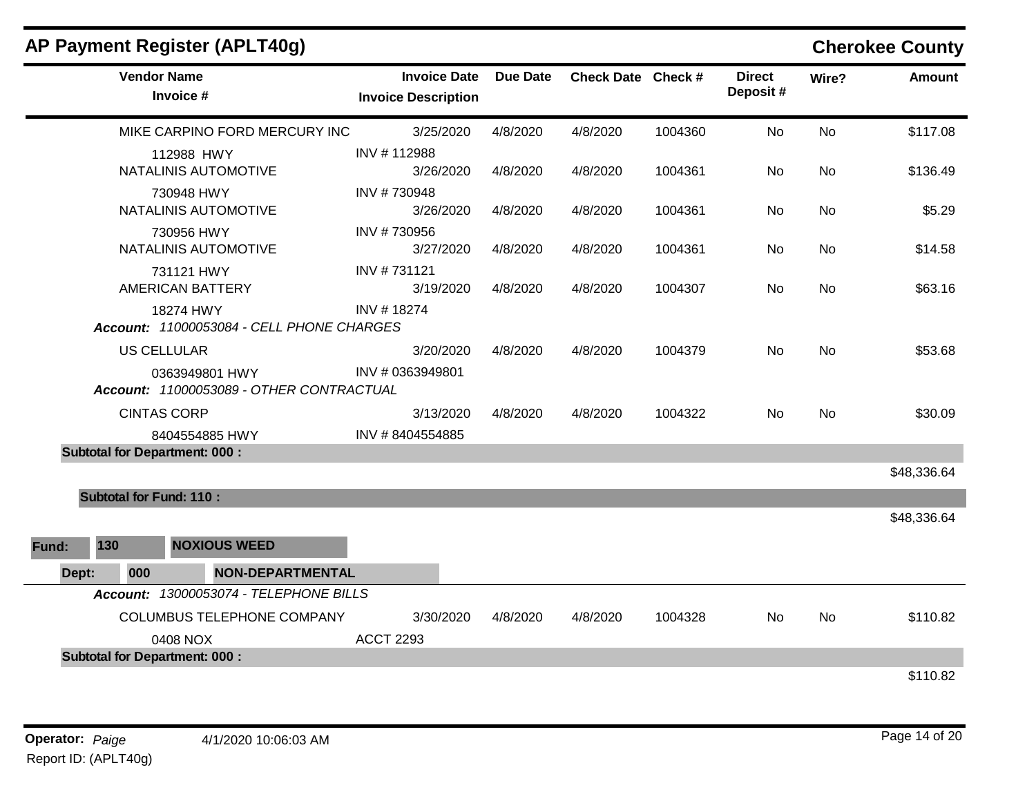## AP Payment Register (APLT40g)

**Cherokee County**

| Vendor Name / Invoice # | Invoice Date / Invoice Description | Due Date | Check Date | Check # | Direct Deposit # | Wire? | Amount |
|---|---|---|---|---|---|---|---|
| MIKE CARPINO FORD MERCURY INC | 3/25/2020 | 4/8/2020 | 4/8/2020 | 1004360 | No | No | $117.08 |
| 112988 HWY | INV # 112988 | | | | | | |
| NATALINIS AUTOMOTIVE | 3/26/2020 | 4/8/2020 | 4/8/2020 | 1004361 | No | No | $136.49 |
| 730948 HWY | INV # 730948 | | | | | | |
| NATALINIS AUTOMOTIVE | 3/26/2020 | 4/8/2020 | 4/8/2020 | 1004361 | No | No | $5.29 |
| 730956 HWY | INV # 730956 | | | | | | |
| NATALINIS AUTOMOTIVE | 3/27/2020 | 4/8/2020 | 4/8/2020 | 1004361 | No | No | $14.58 |
| 731121 HWY | INV # 731121 | | | | | | |
| AMERICAN BATTERY | 3/19/2020 | 4/8/2020 | 4/8/2020 | 1004307 | No | No | $63.16 |
| 18274 HWY | INV # 18274 | | | | | | |
| ***Account:* 11000053084 - CELL PHONE CHARGES** | | | | | | | |
| US CELLULAR | 3/20/2020 | 4/8/2020 | 4/8/2020 | 1004379 | No | No | $53.68 |
| 0363949801 HWY | INV # 0363949801 | | | | | | |
| ***Account:* 11000053089 - OTHER CONTRACTUAL** | | | | | | | |
| CINTAS CORP | 3/13/2020 | 4/8/2020 | 4/8/2020 | 1004322 | No | No | $30.09 |
| 8404554885 HWY | INV # 8404554885 | | | | | | |
| **Subtotal for Department: 000 :** | | | | | | | $48,336.64 |
| **Subtotal for Fund: 110 :** | | | | | | | $48,336.64 |

**Fund:** 130 **NOXIOUS WEED**

**Dept:** 000 **NON-DEPARTMENTAL**

| Vendor Name / Invoice # | Invoice Date / Invoice Description | Due Date | Check Date | Check # | Direct Deposit # | Wire? | Amount |
|---|---|---|---|---|---|---|---|
| ***Account:* 13000053074 - TELEPHONE BILLS** | | | | | | | |
| COLUMBUS TELEPHONE COMPANY | 3/30/2020 | 4/8/2020 | 4/8/2020 | 1004328 | No | No | $110.82 |
| 0408 NOX | ACCT 2293 | | | | | | |
| **Subtotal for Department: 000 :** | | | | | | | $110.82 |

**Operator:** *Paige* 4/1/2020 10:06:03 AM

Report ID: (APLT40g)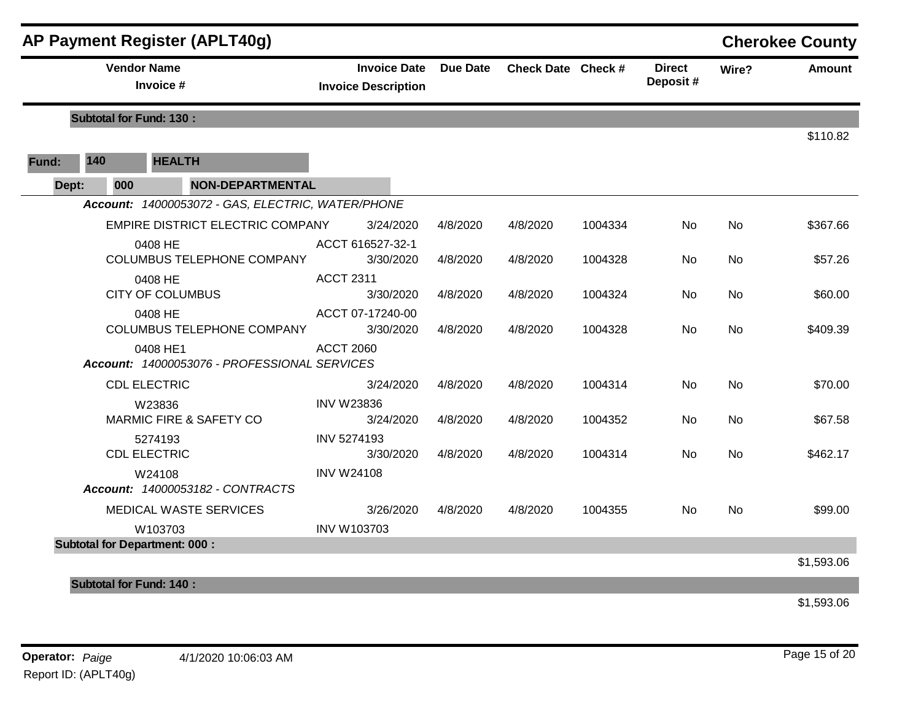# AP Payment Register (APLT40g)

**Cherokee County**

| Vendor Name / Invoice # | Invoice Date / Invoice Description | Due Date | Check Date | Check # | Direct Deposit # | Wire? | Amount |
|---|---|---|---|---|---|---|---|
| **Subtotal for Fund: 130 :** | | | | | | | $110.82 |
| **Fund: 140 HEALTH** | | | | | | | |
| **Dept: 000 NON-DEPARTMENTAL** | | | | | | | |
| ***Account: 14000053072 - GAS, ELECTRIC, WATER/PHONE*** | | | | | | | |
| EMPIRE DISTRICT ELECTRIC COMPANY | 3/24/2020 | 4/8/2020 | 4/8/2020 | 1004334 | No | No | $367.66 |
| 0408 HE | ACCT 616527-32-1 | | | | | | |
| COLUMBUS TELEPHONE COMPANY | 3/30/2020 | 4/8/2020 | 4/8/2020 | 1004328 | No | No | $57.26 |
| 0408 HE | ACCT 2311 | | | | | | |
| CITY OF COLUMBUS | 3/30/2020 | 4/8/2020 | 4/8/2020 | 1004324 | No | No | $60.00 |
| 0408 HE | ACCT 07-17240-00 | | | | | | |
| COLUMBUS TELEPHONE COMPANY | 3/30/2020 | 4/8/2020 | 4/8/2020 | 1004328 | No | No | $409.39 |
| 0408 HE1 | ACCT 2060 | | | | | | |
| ***Account: 14000053076 - PROFESSIONAL SERVICES*** | | | | | | | |
| CDL ELECTRIC | 3/24/2020 | 4/8/2020 | 4/8/2020 | 1004314 | No | No | $70.00 |
| W23836 | INV W23836 | | | | | | |
| MARMIC FIRE & SAFETY CO | 3/24/2020 | 4/8/2020 | 4/8/2020 | 1004352 | No | No | $67.58 |
| 5274193 | INV 5274193 | | | | | | |
| CDL ELECTRIC | 3/30/2020 | 4/8/2020 | 4/8/2020 | 1004314 | No | No | $462.17 |
| W24108 | INV W24108 | | | | | | |
| ***Account: 14000053182 - CONTRACTS*** | | | | | | | |
| MEDICAL WASTE SERVICES | 3/26/2020 | 4/8/2020 | 4/8/2020 | 1004355 | No | No | $99.00 |
| W103703 | INV W103703 | | | | | | |
| **Subtotal for Department: 000 :** | | | | | | | $1,593.06 |
| **Subtotal for Fund: 140 :** | | | | | | | $1,593.06 |

**Operator:** *Paige* 4/1/2020 10:06:03 AM

Report ID: (APLT40g)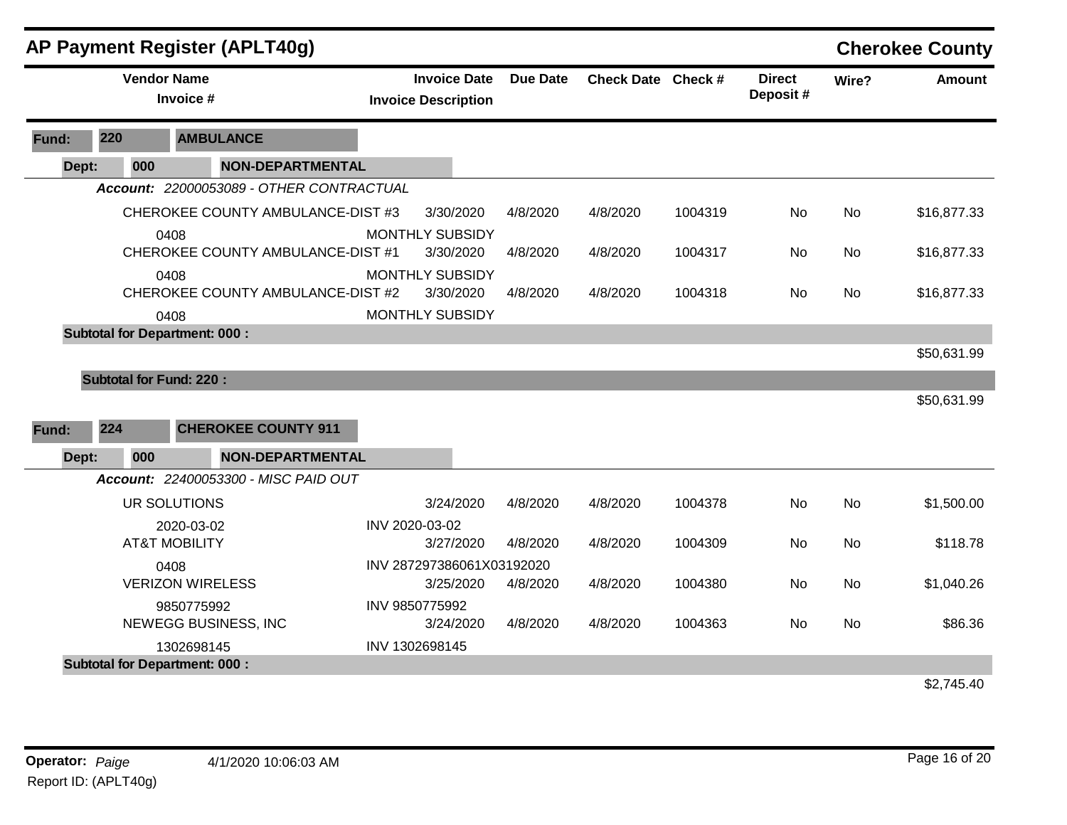# AP Payment Register (APLT40g)

**Cherokee County**

| Vendor Name / Invoice # | Invoice Date / Invoice Description | Due Date | Check Date | Check # | Direct Deposit # | Wire? | Amount |
|---|---|---|---|---|---|---|---|
| **Fund: 220 AMBULANCE** | | | | | | | |
| **Dept: 000 NON-DEPARTMENTAL** | | | | | | | |
| ***Account: 22000053089 - OTHER CONTRACTUAL*** | | | | | | | |
| CHEROKEE COUNTY AMBULANCE-DIST #3 | 3/30/2020 | 4/8/2020 | 4/8/2020 | 1004319 | No | No | $16,877.33 |
| 0408 | MONTHLY SUBSIDY | | | | | | |
| CHEROKEE COUNTY AMBULANCE-DIST #1 | 3/30/2020 | 4/8/2020 | 4/8/2020 | 1004317 | No | No | $16,877.33 |
| 0408 | MONTHLY SUBSIDY | | | | | | |
| CHEROKEE COUNTY AMBULANCE-DIST #2 | 3/30/2020 | 4/8/2020 | 4/8/2020 | 1004318 | No | No | $16,877.33 |
| 0408 | MONTHLY SUBSIDY | | | | | | |
| **Subtotal for Department: 000 :** | | | | | | | $50,631.99 |
| **Subtotal for Fund: 220 :** | | | | | | | $50,631.99 |
| **Fund: 224 CHEROKEE COUNTY 911** | | | | | | | |
| **Dept: 000 NON-DEPARTMENTAL** | | | | | | | |
| ***Account: 22400053300 - MISC PAID OUT*** | | | | | | | |
| UR SOLUTIONS | 3/24/2020 | 4/8/2020 | 4/8/2020 | 1004378 | No | No | $1,500.00 |
| 2020-03-02 | INV 2020-03-02 | | | | | | |
| AT&T MOBILITY | 3/27/2020 | 4/8/2020 | 4/8/2020 | 1004309 | No | No | $118.78 |
| 0408 | INV 287297386061X03192020 | | | | | | |
| VERIZON WIRELESS | 3/25/2020 | 4/8/2020 | 4/8/2020 | 1004380 | No | No | $1,040.26 |
| 9850775992 | INV 9850775992 | | | | | | |
| NEWEGG BUSINESS, INC | 3/24/2020 | 4/8/2020 | 4/8/2020 | 1004363 | No | No | $86.36 |
| 1302698145 | INV 1302698145 | | | | | | |
| **Subtotal for Department: 000 :** | | | | | | | $2,745.40 |

**Operator:** *Paige* 4/1/2020 10:06:03 AM

Report ID: (APLT40g)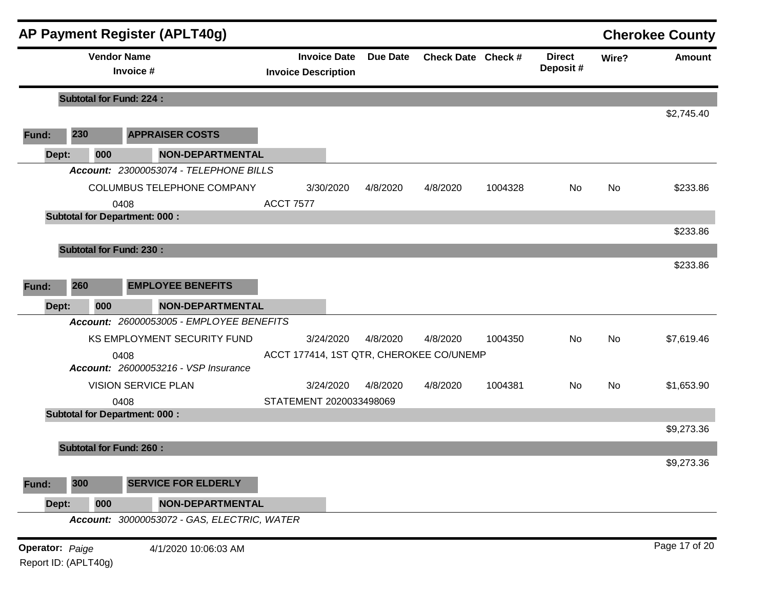## AP Payment Register (APLT40g) — Cherokee County

| Vendor Name / Invoice # | Invoice Date / Invoice Description | Due Date | Check Date | Check # | Direct Deposit # | Wire? | Amount |
|---|---|---|---|---|---|---|---|
| **Subtotal for Fund: 224 :** | | | | | | | $2,745.40 |
| **Fund: 230 APPRAISER COSTS** | | | | | | | |
| **Dept: 000 NON-DEPARTMENTAL** | | | | | | | |
| ***Account:*** *23000053074 - TELEPHONE BILLS* | | | | | | | |
| COLUMBUS TELEPHONE COMPANY | 3/30/2020 | 4/8/2020 | 4/8/2020 | 1004328 | No | No | $233.86 |
| 0408 | ACCT 7577 | | | | | | |
| **Subtotal for Department: 000 :** | | | | | | | $233.86 |
| **Subtotal for Fund: 230 :** | | | | | | | $233.86 |
| **Fund: 260 EMPLOYEE BENEFITS** | | | | | | | |
| **Dept: 000 NON-DEPARTMENTAL** | | | | | | | |
| ***Account:*** *26000053005 - EMPLOYEE BENEFITS* | | | | | | | |
| KS EMPLOYMENT SECURITY FUND | 3/24/2020 | 4/8/2020 | 4/8/2020 | 1004350 | No | No | $7,619.46 |
| 0408 | ACCT 177414, 1ST QTR, CHEROKEE CO/UNEMP | | | | | | |
| ***Account:*** *26000053216 - VSP Insurance* | | | | | | | |
| VISION SERVICE PLAN | 3/24/2020 | 4/8/2020 | 4/8/2020 | 1004381 | No | No | $1,653.90 |
| 0408 | STATEMENT 2020033498069 | | | | | | |
| **Subtotal for Department: 000 :** | | | | | | | $9,273.36 |
| **Subtotal for Fund: 260 :** | | | | | | | $9,273.36 |
| **Fund: 300 SERVICE FOR ELDERLY** | | | | | | | |
| **Dept: 000 NON-DEPARTMENTAL** | | | | | | | |
| ***Account:*** *30000053072 - GAS, ELECTRIC, WATER* | | | | | | | |

**Operator:** *Paige* 4/1/2020 10:06:03 AM
Report ID: (APLT40g)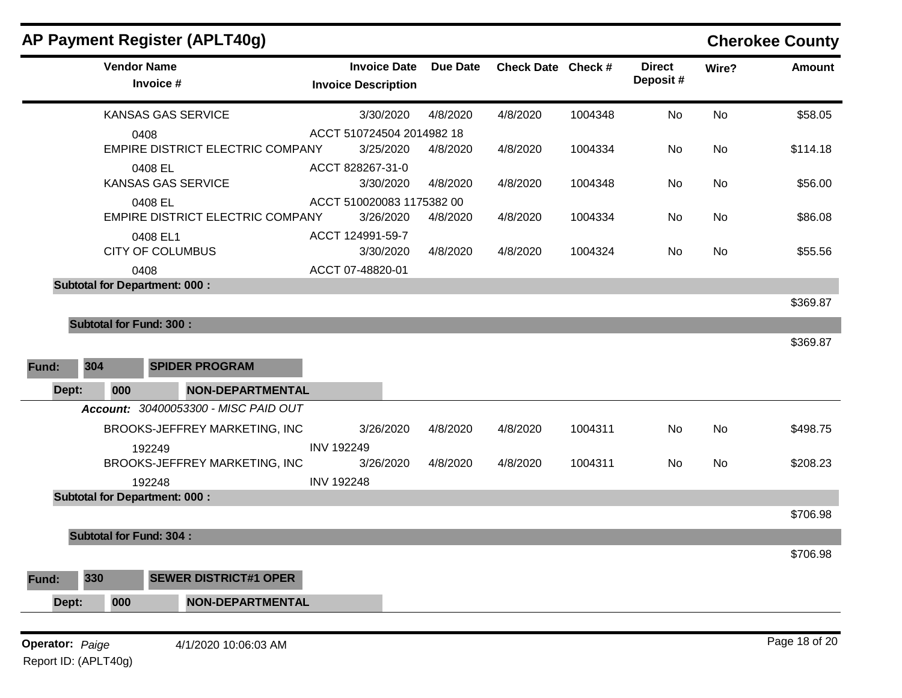## AP Payment Register (APLT40g)

**Cherokee County**

| Vendor Name / Invoice # | Invoice Date / Invoice Description | Due Date | Check Date | Check # | Direct Deposit # | Wire? | Amount |
|---|---|---|---|---|---|---|---|
| KANSAS GAS SERVICE | 3/30/2020 | 4/8/2020 | 4/8/2020 | 1004348 | No | No | $58.05 |
| 0408 | ACCT 510724504 2014982 18 | | | | | | |
| EMPIRE DISTRICT ELECTRIC COMPANY | 3/25/2020 | 4/8/2020 | 4/8/2020 | 1004334 | No | No | $114.18 |
| 0408 EL | ACCT 828267-31-0 | | | | | | |
| KANSAS GAS SERVICE | 3/30/2020 | 4/8/2020 | 4/8/2020 | 1004348 | No | No | $56.00 |
| 0408 EL | ACCT 510020083 1175382 00 | | | | | | |
| EMPIRE DISTRICT ELECTRIC COMPANY | 3/26/2020 | 4/8/2020 | 4/8/2020 | 1004334 | No | No | $86.08 |
| 0408 EL1 | ACCT 124991-59-7 | | | | | | |
| CITY OF COLUMBUS | 3/30/2020 | 4/8/2020 | 4/8/2020 | 1004324 | No | No | $55.56 |
| 0408 | ACCT 07-48820-01 | | | | | | |
| **Subtotal for Department: 000 :** | | | | | | | $369.87 |
| **Subtotal for Fund: 300 :** | | | | | | | $369.87 |

**Fund:** 304 **SPIDER PROGRAM**

**Dept:** 000 **NON-DEPARTMENTAL**

***Account:*** *30400053300 - MISC PAID OUT*

| Vendor Name / Invoice # | Invoice Date / Invoice Description | Due Date | Check Date | Check # | Direct Deposit # | Wire? | Amount |
|---|---|---|---|---|---|---|---|
| BROOKS-JEFFREY MARKETING, INC | 3/26/2020 | 4/8/2020 | 4/8/2020 | 1004311 | No | No | $498.75 |
| 192249 | INV 192249 | | | | | | |
| BROOKS-JEFFREY MARKETING, INC | 3/26/2020 | 4/8/2020 | 4/8/2020 | 1004311 | No | No | $208.23 |
| 192248 | INV 192248 | | | | | | |
| **Subtotal for Department: 000 :** | | | | | | | $706.98 |
| **Subtotal for Fund: 304 :** | | | | | | | $706.98 |

**Fund:** 330 **SEWER DISTRICT#1 OPER**

**Dept:** 000 **NON-DEPARTMENTAL**

**Operator:** *Paige* 4/1/2020 10:06:03 AM

Report ID: (APLT40g)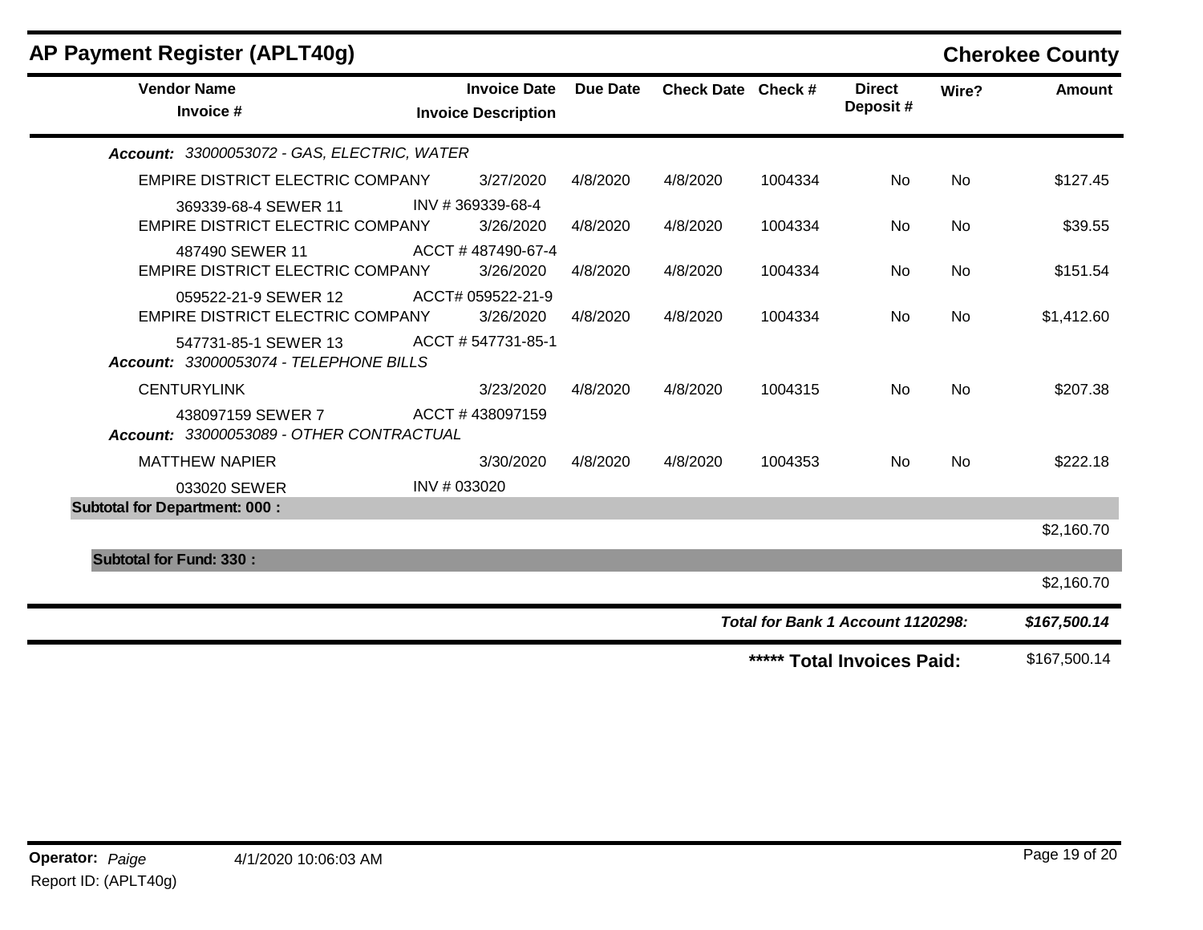# AP Payment Register (APLT40g)

## Cherokee County

| Vendor Name / Invoice # | Invoice Date / Invoice Description | Due Date | Check Date | Check # | Direct Deposit # | Wire? | Amount |
|---|---|---|---|---|---|---|---|
| ***Account: 33000053072 - GAS, ELECTRIC, WATER*** | | | | | | | |
| EMPIRE DISTRICT ELECTRIC COMPANY | 3/27/2020 | 4/8/2020 | 4/8/2020 | 1004334 | No | No | $127.45 |
| 369339-68-4 SEWER 11 | INV # 369339-68-4 | | | | | | |
| EMPIRE DISTRICT ELECTRIC COMPANY | 3/26/2020 | 4/8/2020 | 4/8/2020 | 1004334 | No | No | $39.55 |
| 487490 SEWER 11 | ACCT # 487490-67-4 | | | | | | |
| EMPIRE DISTRICT ELECTRIC COMPANY | 3/26/2020 | 4/8/2020 | 4/8/2020 | 1004334 | No | No | $151.54 |
| 059522-21-9 SEWER 12 | ACCT# 059522-21-9 | | | | | | |
| EMPIRE DISTRICT ELECTRIC COMPANY | 3/26/2020 | 4/8/2020 | 4/8/2020 | 1004334 | No | No | $1,412.60 |
| 547731-85-1 SEWER 13 | ACCT # 547731-85-1 | | | | | | |
| ***Account: 33000053074 - TELEPHONE BILLS*** | | | | | | | |
| CENTURYLINK | 3/23/2020 | 4/8/2020 | 4/8/2020 | 1004315 | No | No | $207.38 |
| 438097159 SEWER 7 | ACCT # 438097159 | | | | | | |
| ***Account: 33000053089 - OTHER CONTRACTUAL*** | | | | | | | |
| MATTHEW NAPIER | 3/30/2020 | 4/8/2020 | 4/8/2020 | 1004353 | No | No | $222.18 |
| 033020 SEWER | INV # 033020 | | | | | | |
| **Subtotal for Department: 000 :** | | | | | | | $2,160.70 |
| **Subtotal for Fund: 330 :** | | | | | | | $2,160.70 |
| | | | | | ***Total for Bank 1 Account 1120298:*** | | ***$167,500.14*** |
| | | | | | **\*\*\*\*\* Total Invoices Paid:** | | $167,500.14 |

**Operator:** *Paige* 4/1/2020 10:06:03 AM
Report ID: (APLT40g)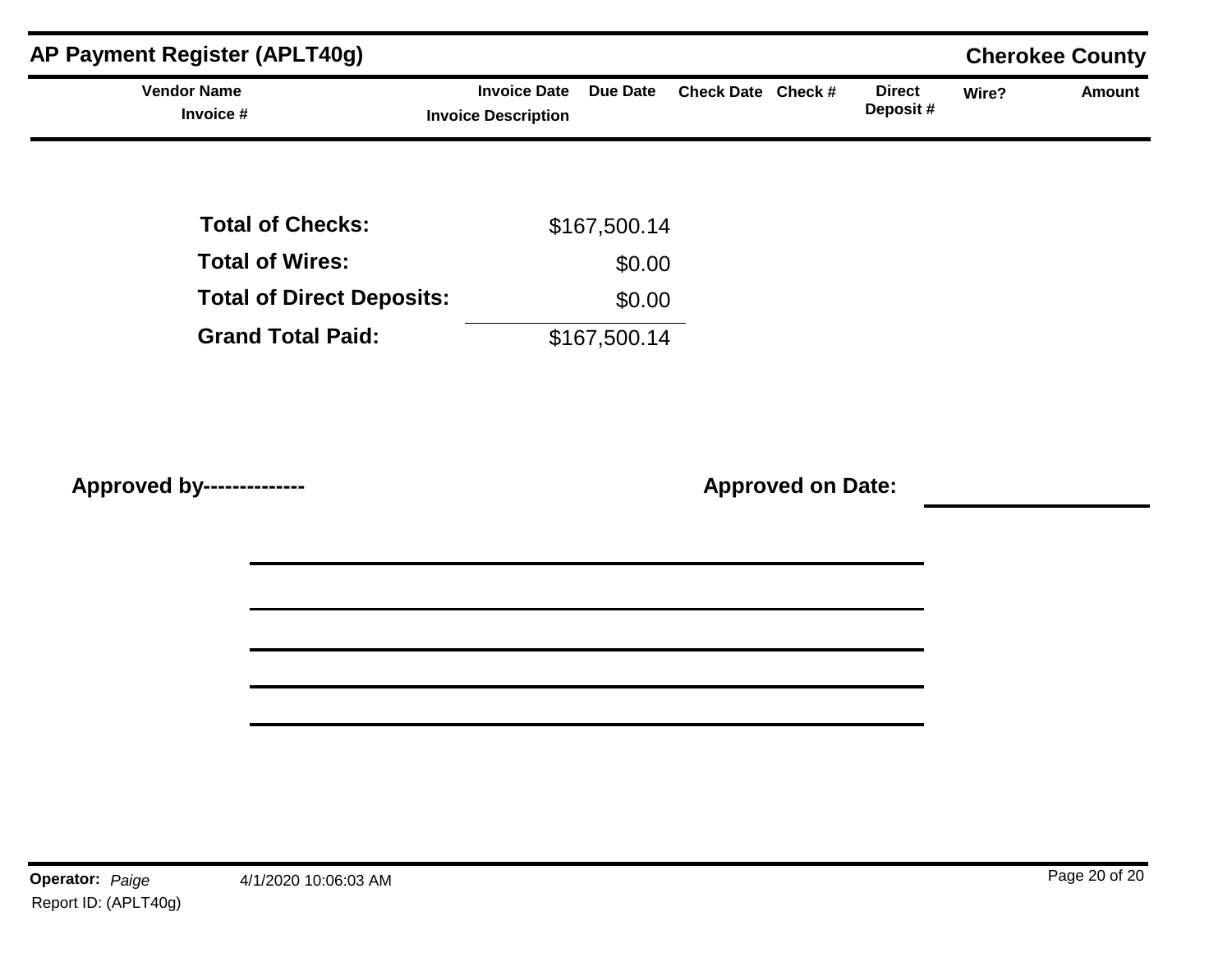## AP Payment Register (APLT40g)

**Cherokee County**

| Vendor Name / Invoice # | Invoice Date / Invoice Description | Due Date | Check Date | Check # | Direct Deposit # | Wire? | Amount |
|---|---|---|---|---|---|---|---|

| | |
|---|---|
| **Total of Checks:** | $167,500.14 |
| **Total of Wires:** | $0.00 |
| **Total of Direct Deposits:** | $0.00 |
| **Grand Total Paid:** | $167,500.14 |

**Approved by--------------**

**Approved on Date:** ____________________

______________________________________________

______________________________________________

______________________________________________

______________________________________________

______________________________________________

**Operator:** *Paige* 4/1/2020 10:06:03 AM

Report ID: (APLT40g)